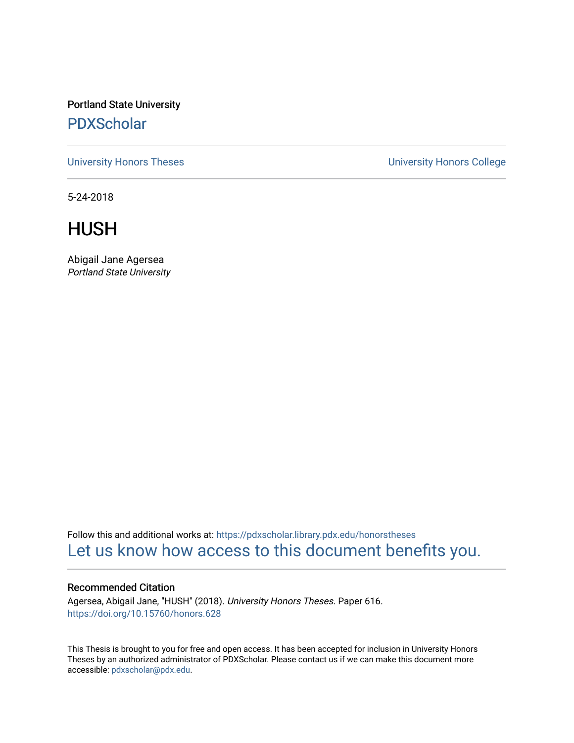Portland State University

# PDXScholar

University Honors Theses

University Honors College

5-24-2018

# HUSH

Abigail Jane Agersea

*Portland State University*

Follow this and additional works at: https://pdxscholar.library.pdx.edu/honorstheses

Let us know how access to this document benefits you.

## Recommended Citation

Agersea, Abigail Jane, "HUSH" (2018). *University Honors Theses.* Paper 616.

https://doi.org/10.15760/honors.628

This Thesis is brought to you for free and open access. It has been accepted for inclusion in University Honors Theses by an authorized administrator of PDXScholar. Please contact us if we can make this document more accessible: pdxscholar@pdx.edu.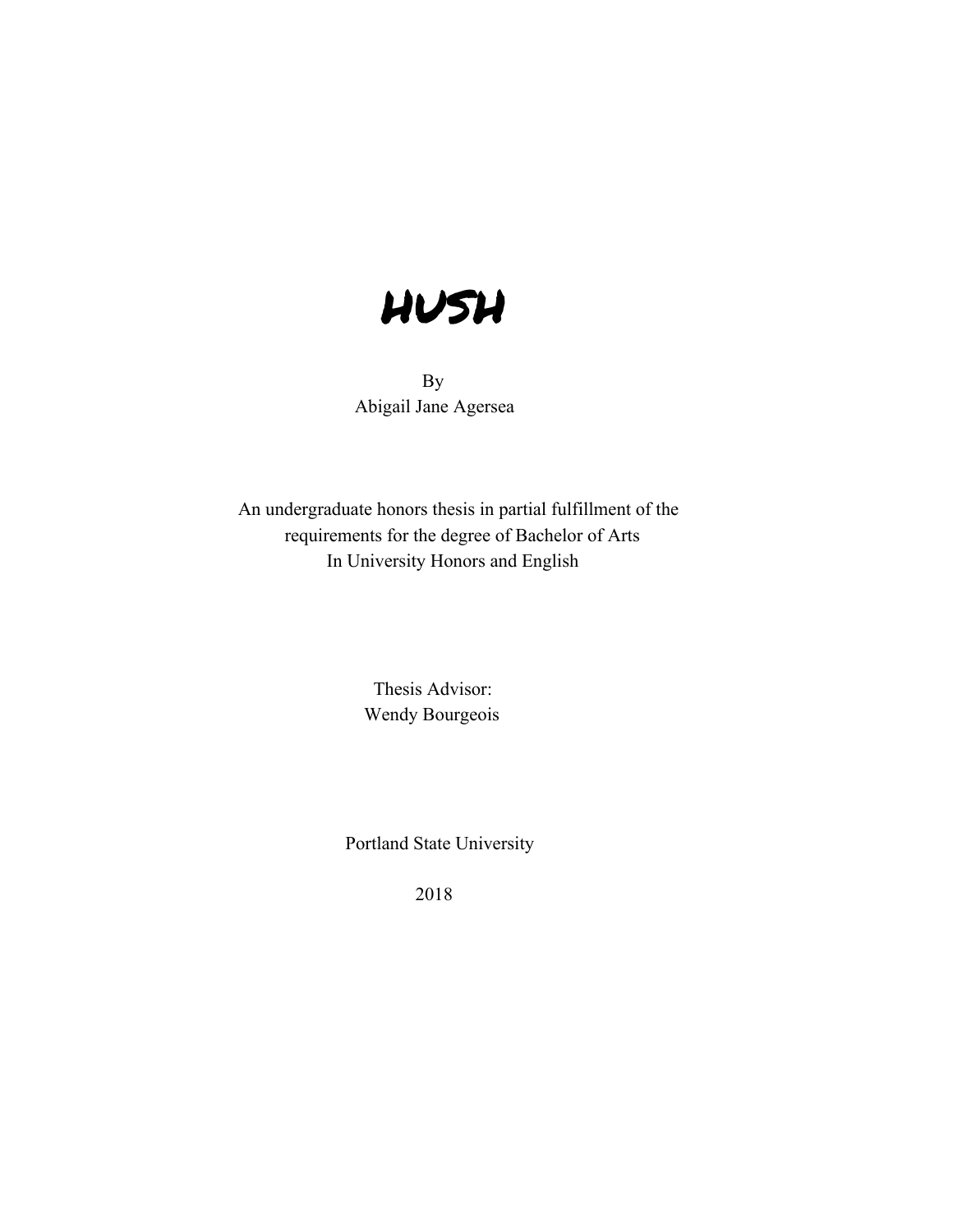# HUSH

By
Abigail Jane Agersea

An undergraduate honors thesis in partial fulfillment of the requirements for the degree of Bachelor of Arts In University Honors and English

Thesis Advisor:
Wendy Bourgeois

Portland State University

2018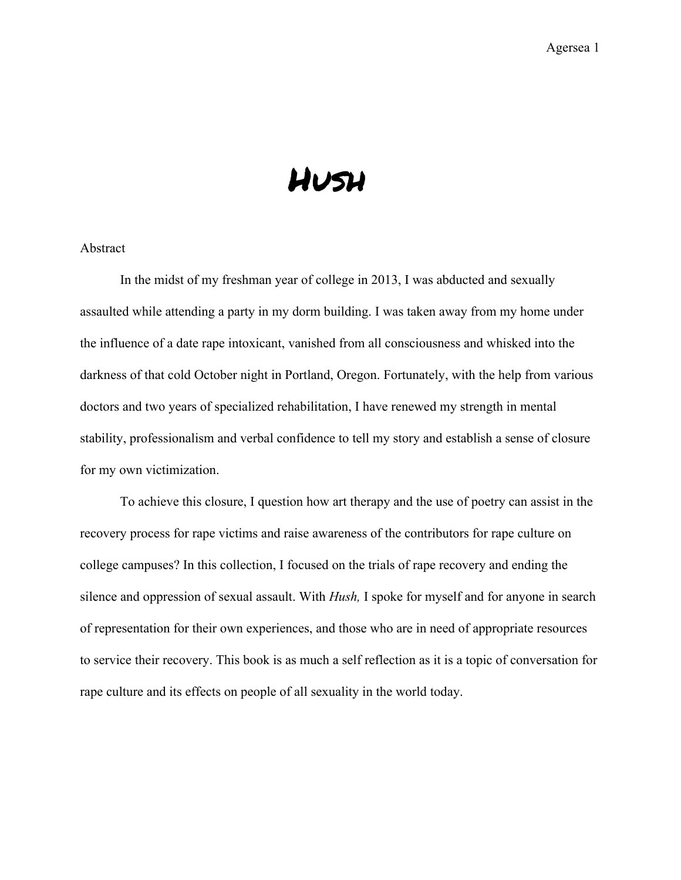# Hush

Abstract

In the midst of my freshman year of college in 2013, I was abducted and sexually assaulted while attending a party in my dorm building. I was taken away from my home under the influence of a date rape intoxicant, vanished from all consciousness and whisked into the darkness of that cold October night in Portland, Oregon. Fortunately, with the help from various doctors and two years of specialized rehabilitation, I have renewed my strength in mental stability, professionalism and verbal confidence to tell my story and establish a sense of closure for my own victimization.

To achieve this closure, I question how art therapy and the use of poetry can assist in the recovery process for rape victims and raise awareness of the contributors for rape culture on college campuses? In this collection, I focused on the trials of rape recovery and ending the silence and oppression of sexual assault. With *Hush,* I spoke for myself and for anyone in search of representation for their own experiences, and those who are in need of appropriate resources to service their recovery. This book is as much a self reflection as it is a topic of conversation for rape culture and its effects on people of all sexuality in the world today.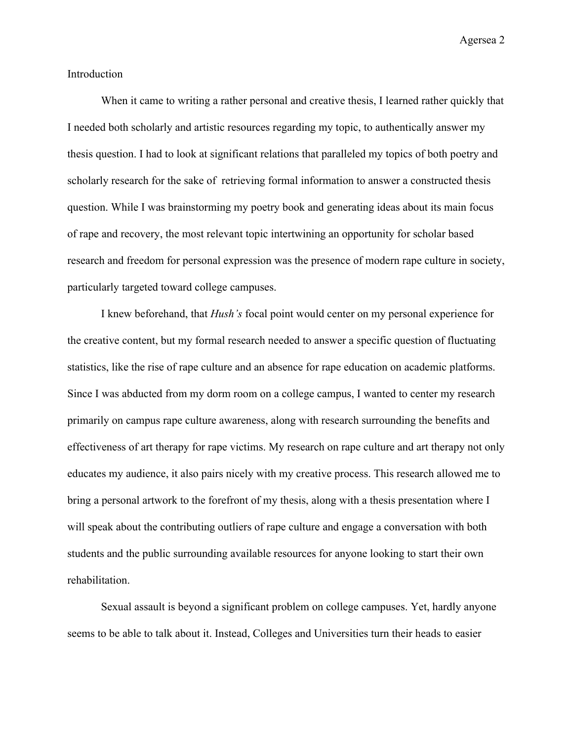## Introduction

When it came to writing a rather personal and creative thesis, I learned rather quickly that I needed both scholarly and artistic resources regarding my topic, to authentically answer my thesis question. I had to look at significant relations that paralleled my topics of both poetry and scholarly research for the sake of  retrieving formal information to answer a constructed thesis question. While I was brainstorming my poetry book and generating ideas about its main focus of rape and recovery, the most relevant topic intertwining an opportunity for scholar based research and freedom for personal expression was the presence of modern rape culture in society, particularly targeted toward college campuses.

I knew beforehand, that *Hush's* focal point would center on my personal experience for the creative content, but my formal research needed to answer a specific question of fluctuating statistics, like the rise of rape culture and an absence for rape education on academic platforms. Since I was abducted from my dorm room on a college campus, I wanted to center my research primarily on campus rape culture awareness, along with research surrounding the benefits and effectiveness of art therapy for rape victims. My research on rape culture and art therapy not only educates my audience, it also pairs nicely with my creative process. This research allowed me to bring a personal artwork to the forefront of my thesis, along with a thesis presentation where I will speak about the contributing outliers of rape culture and engage a conversation with both students and the public surrounding available resources for anyone looking to start their own rehabilitation.

Sexual assault is beyond a significant problem on college campuses. Yet, hardly anyone seems to be able to talk about it. Instead, Colleges and Universities turn their heads to easier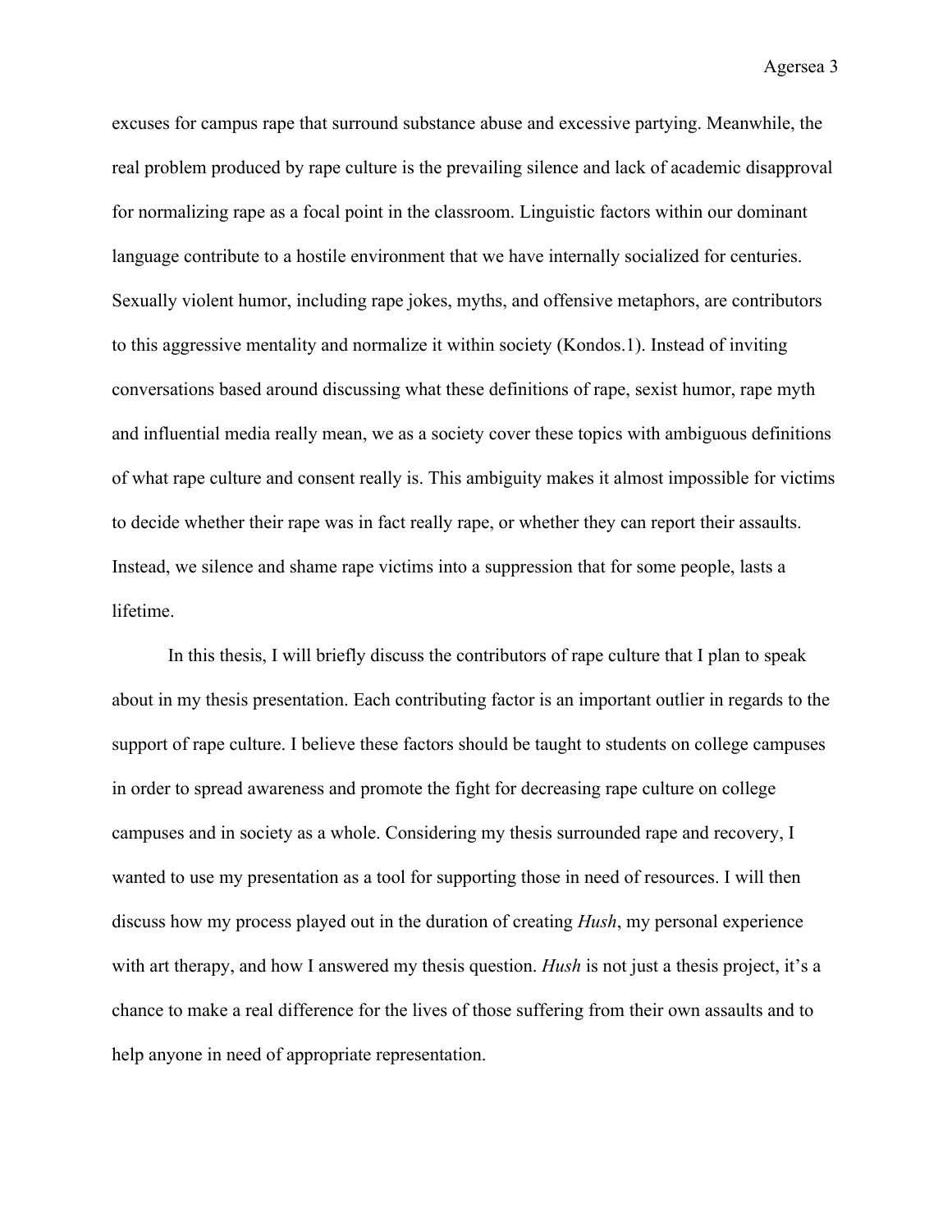excuses for campus rape that surround substance abuse and excessive partying. Meanwhile, the real problem produced by rape culture is the prevailing silence and lack of academic disapproval for normalizing rape as a focal point in the classroom. Linguistic factors within our dominant language contribute to a hostile environment that we have internally socialized for centuries. Sexually violent humor, including rape jokes, myths, and offensive metaphors, are contributors to this aggressive mentality and normalize it within society (Kondos.1). Instead of inviting conversations based around discussing what these definitions of rape, sexist humor, rape myth and influential media really mean, we as a society cover these topics with ambiguous definitions of what rape culture and consent really is. This ambiguity makes it almost impossible for victims to decide whether their rape was in fact really rape, or whether they can report their assaults. Instead, we silence and shame rape victims into a suppression that for some people, lasts a lifetime.

In this thesis, I will briefly discuss the contributors of rape culture that I plan to speak about in my thesis presentation. Each contributing factor is an important outlier in regards to the support of rape culture. I believe these factors should be taught to students on college campuses in order to spread awareness and promote the fight for decreasing rape culture on college campuses and in society as a whole. Considering my thesis surrounded rape and recovery, I wanted to use my presentation as a tool for supporting those in need of resources. I will then discuss how my process played out in the duration of creating *Hush*, my personal experience with art therapy, and how I answered my thesis question. *Hush* is not just a thesis project, it's a chance to make a real difference for the lives of those suffering from their own assaults and to help anyone in need of appropriate representation.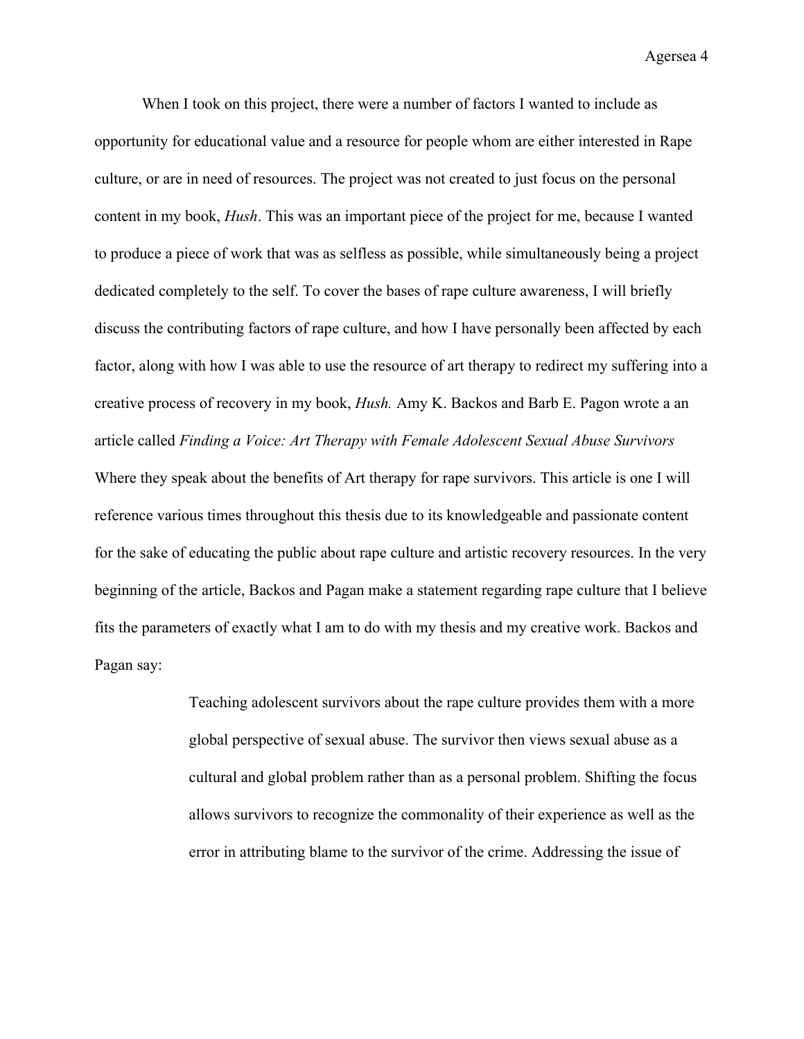When I took on this project, there were a number of factors I wanted to include as opportunity for educational value and a resource for people whom are either interested in Rape culture, or are in need of resources. The project was not created to just focus on the personal content in my book, *Hush*. This was an important piece of the project for me, because I wanted to produce a piece of work that was as selfless as possible, while simultaneously being a project dedicated completely to the self. To cover the bases of rape culture awareness, I will briefly discuss the contributing factors of rape culture, and how I have personally been affected by each factor, along with how I was able to use the resource of art therapy to redirect my suffering into a creative process of recovery in my book, *Hush.* Amy K. Backos and Barb E. Pagon wrote a an article called *Finding a Voice: Art Therapy with Female Adolescent Sexual Abuse Survivors* Where they speak about the benefits of Art therapy for rape survivors. This article is one I will reference various times throughout this thesis due to its knowledgeable and passionate content for the sake of educating the public about rape culture and artistic recovery resources. In the very beginning of the article, Backos and Pagan make a statement regarding rape culture that I believe fits the parameters of exactly what I am to do with my thesis and my creative work. Backos and Pagan say:

> Teaching adolescent survivors about the rape culture provides them with a more global perspective of sexual abuse. The survivor then views sexual abuse as a cultural and global problem rather than as a personal problem. Shifting the focus allows survivors to recognize the commonality of their experience as well as the error in attributing blame to the survivor of the crime. Addressing the issue of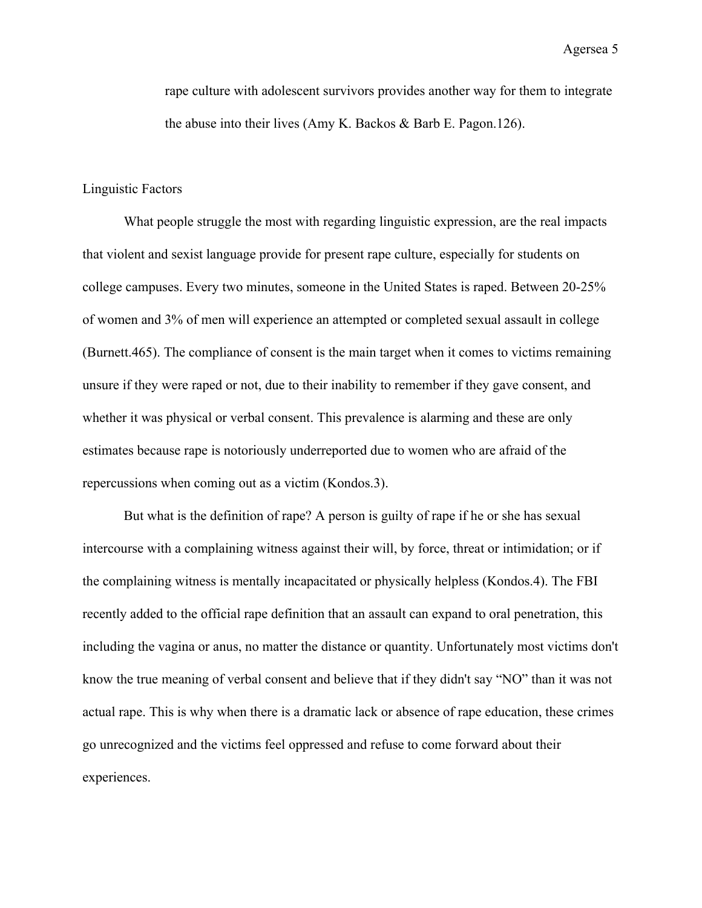rape culture with adolescent survivors provides another way for them to integrate the abuse into their lives (Amy K. Backos & Barb E. Pagon.126).

## Linguistic Factors

What people struggle the most with regarding linguistic expression, are the real impacts that violent and sexist language provide for present rape culture, especially for students on college campuses. Every two minutes, someone in the United States is raped. Between 20-25% of women and 3% of men will experience an attempted or completed sexual assault in college (Burnett.465). The compliance of consent is the main target when it comes to victims remaining unsure if they were raped or not, due to their inability to remember if they gave consent, and whether it was physical or verbal consent. This prevalence is alarming and these are only estimates because rape is notoriously underreported due to women who are afraid of the repercussions when coming out as a victim (Kondos.3).

But what is the definition of rape? A person is guilty of rape if he or she has sexual intercourse with a complaining witness against their will, by force, threat or intimidation; or if the complaining witness is mentally incapacitated or physically helpless (Kondos.4). The FBI recently added to the official rape definition that an assault can expand to oral penetration, this including the vagina or anus, no matter the distance or quantity. Unfortunately most victims don't know the true meaning of verbal consent and believe that if they didn't say "NO" than it was not actual rape. This is why when there is a dramatic lack or absence of rape education, these crimes go unrecognized and the victims feel oppressed and refuse to come forward about their experiences.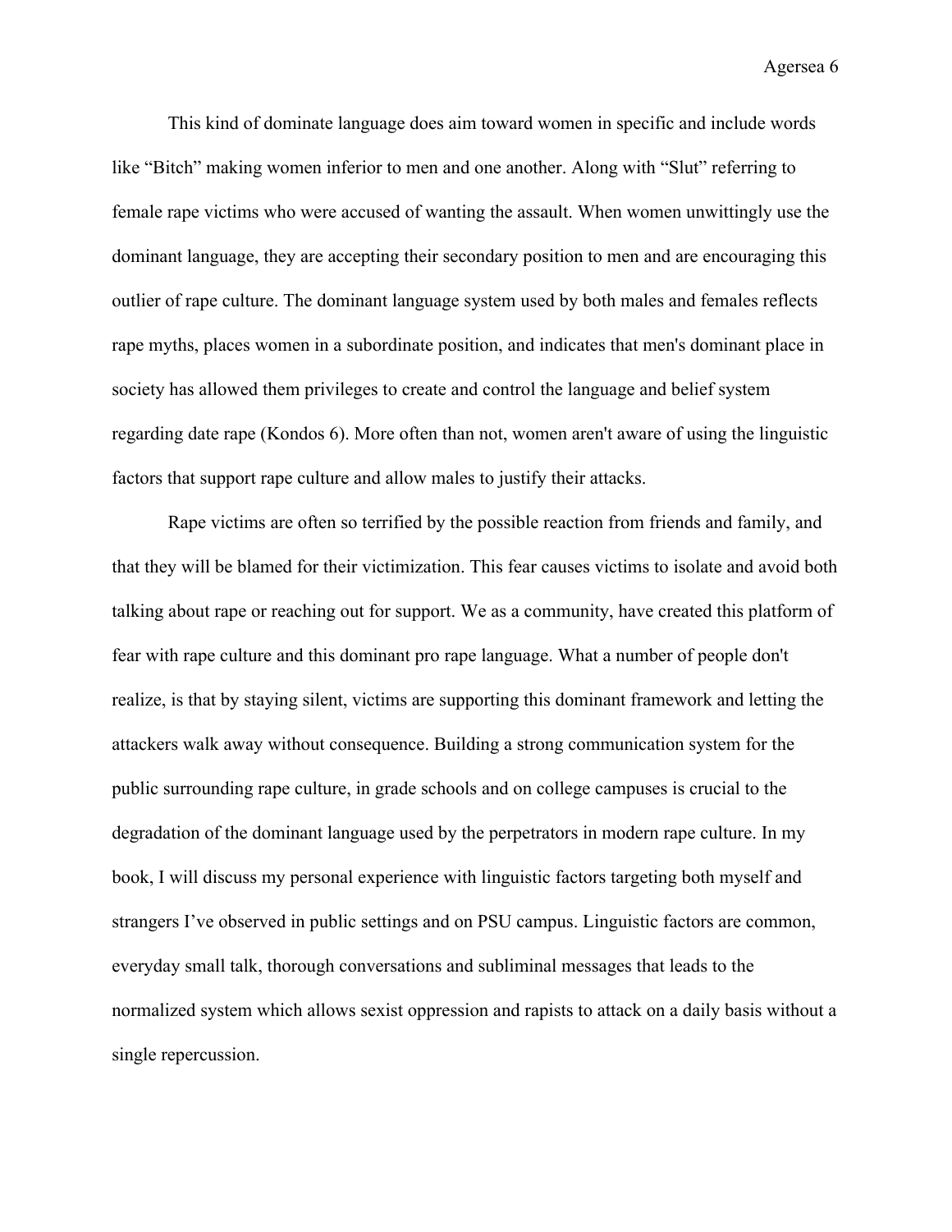This kind of dominate language does aim toward women in specific and include words like “Bitch” making women inferior to men and one another. Along with “Slut” referring to female rape victims who were accused of wanting the assault. When women unwittingly use the dominant language, they are accepting their secondary position to men and are encouraging this outlier of rape culture. The dominant language system used by both males and females reflects rape myths, places women in a subordinate position, and indicates that men's dominant place in society has allowed them privileges to create and control the language and belief system regarding date rape (Kondos 6). More often than not, women aren't aware of using the linguistic factors that support rape culture and allow males to justify their attacks.

Rape victims are often so terrified by the possible reaction from friends and family, and that they will be blamed for their victimization. This fear causes victims to isolate and avoid both talking about rape or reaching out for support. We as a community, have created this platform of fear with rape culture and this dominant pro rape language. What a number of people don't realize, is that by staying silent, victims are supporting this dominant framework and letting the attackers walk away without consequence. Building a strong communication system for the public surrounding rape culture, in grade schools and on college campuses is crucial to the degradation of the dominant language used by the perpetrators in modern rape culture. In my book, I will discuss my personal experience with linguistic factors targeting both myself and strangers I’ve observed in public settings and on PSU campus. Linguistic factors are common, everyday small talk, thorough conversations and subliminal messages that leads to the normalized system which allows sexist oppression and rapists to attack on a daily basis without a single repercussion.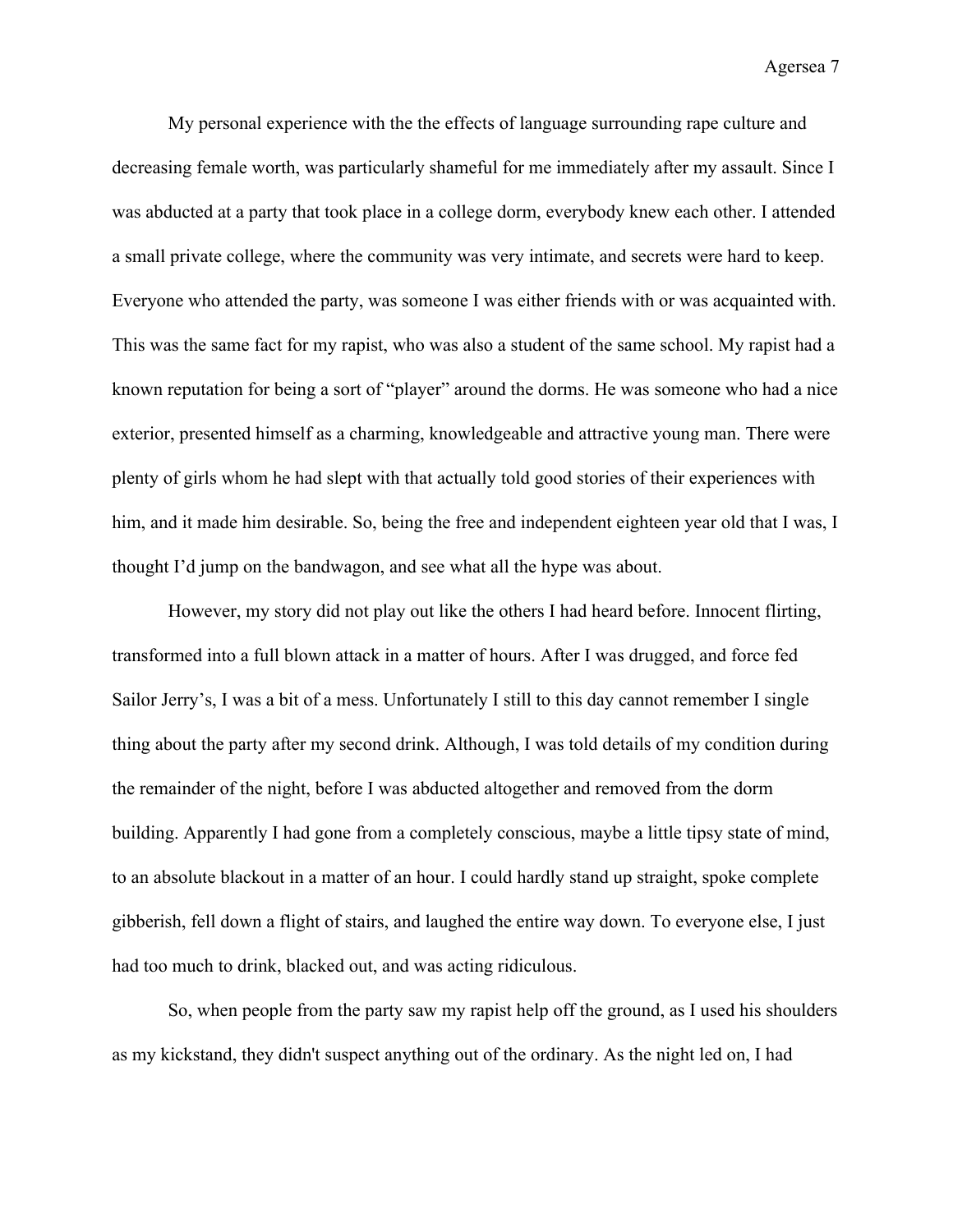My personal experience with the the effects of language surrounding rape culture and decreasing female worth, was particularly shameful for me immediately after my assault. Since I was abducted at a party that took place in a college dorm, everybody knew each other. I attended a small private college, where the community was very intimate, and secrets were hard to keep. Everyone who attended the party, was someone I was either friends with or was acquainted with. This was the same fact for my rapist, who was also a student of the same school. My rapist had a known reputation for being a sort of "player" around the dorms. He was someone who had a nice exterior, presented himself as a charming, knowledgeable and attractive young man. There were plenty of girls whom he had slept with that actually told good stories of their experiences with him, and it made him desirable. So, being the free and independent eighteen year old that I was, I thought I'd jump on the bandwagon, and see what all the hype was about.

However, my story did not play out like the others I had heard before. Innocent flirting, transformed into a full blown attack in a matter of hours. After I was drugged, and force fed Sailor Jerry's, I was a bit of a mess. Unfortunately I still to this day cannot remember I single thing about the party after my second drink. Although, I was told details of my condition during the remainder of the night, before I was abducted altogether and removed from the dorm building. Apparently I had gone from a completely conscious, maybe a little tipsy state of mind, to an absolute blackout in a matter of an hour. I could hardly stand up straight, spoke complete gibberish, fell down a flight of stairs, and laughed the entire way down. To everyone else, I just had too much to drink, blacked out, and was acting ridiculous.

So, when people from the party saw my rapist help off the ground, as I used his shoulders as my kickstand, they didn't suspect anything out of the ordinary. As the night led on, I had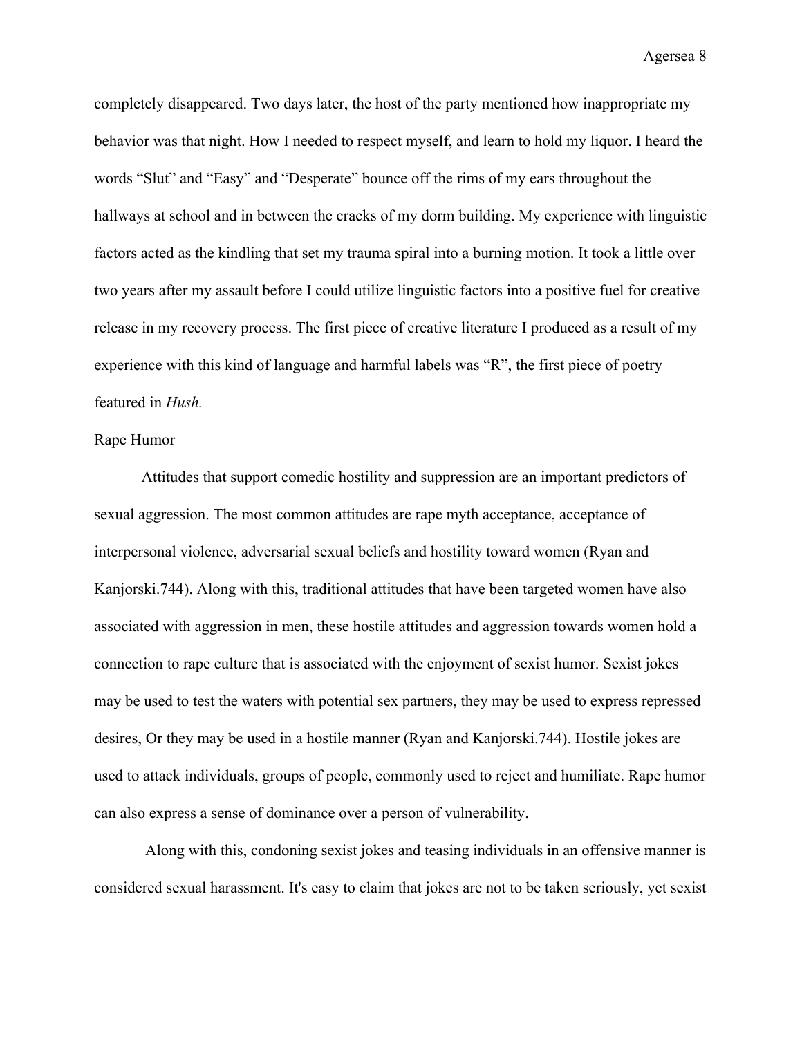completely disappeared. Two days later, the host of the party mentioned how inappropriate my behavior was that night. How I needed to respect myself, and learn to hold my liquor. I heard the words "Slut" and "Easy" and "Desperate" bounce off the rims of my ears throughout the hallways at school and in between the cracks of my dorm building. My experience with linguistic factors acted as the kindling that set my trauma spiral into a burning motion. It took a little over two years after my assault before I could utilize linguistic factors into a positive fuel for creative release in my recovery process. The first piece of creative literature I produced as a result of my experience with this kind of language and harmful labels was "R", the first piece of poetry featured in *Hush.*

## Rape Humor

Attitudes that support comedic hostility and suppression are an important predictors of sexual aggression. The most common attitudes are rape myth acceptance, acceptance of interpersonal violence, adversarial sexual beliefs and hostility toward women (Ryan and Kanjorski.744). Along with this, traditional attitudes that have been targeted women have also associated with aggression in men, these hostile attitudes and aggression towards women hold a connection to rape culture that is associated with the enjoyment of sexist humor. Sexist jokes may be used to test the waters with potential sex partners, they may be used to express repressed desires, Or they may be used in a hostile manner (Ryan and Kanjorski.744). Hostile jokes are used to attack individuals, groups of people, commonly used to reject and humiliate. Rape humor can also express a sense of dominance over a person of vulnerability.

Along with this, condoning sexist jokes and teasing individuals in an offensive manner is considered sexual harassment. It's easy to claim that jokes are not to be taken seriously, yet sexist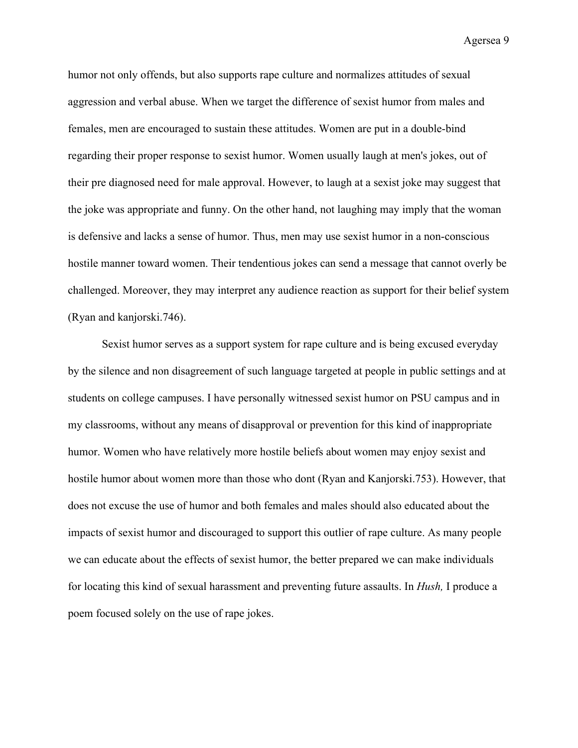humor not only offends, but also supports rape culture and normalizes attitudes of sexual aggression and verbal abuse. When we target the difference of sexist humor from males and females, men are encouraged to sustain these attitudes. Women are put in a double-bind regarding their proper response to sexist humor. Women usually laugh at men's jokes, out of their pre diagnosed need for male approval. However, to laugh at a sexist joke may suggest that the joke was appropriate and funny. On the other hand, not laughing may imply that the woman is defensive and lacks a sense of humor. Thus, men may use sexist humor in a non-conscious hostile manner toward women. Their tendentious jokes can send a message that cannot overly be challenged. Moreover, they may interpret any audience reaction as support for their belief system (Ryan and kanjorski.746).

Sexist humor serves as a support system for rape culture and is being excused everyday by the silence and non disagreement of such language targeted at people in public settings and at students on college campuses. I have personally witnessed sexist humor on PSU campus and in my classrooms, without any means of disapproval or prevention for this kind of inappropriate humor. Women who have relatively more hostile beliefs about women may enjoy sexist and hostile humor about women more than those who dont (Ryan and Kanjorski.753). However, that does not excuse the use of humor and both females and males should also educated about the impacts of sexist humor and discouraged to support this outlier of rape culture. As many people we can educate about the effects of sexist humor, the better prepared we can make individuals for locating this kind of sexual harassment and preventing future assaults. In *Hush,* I produce a poem focused solely on the use of rape jokes.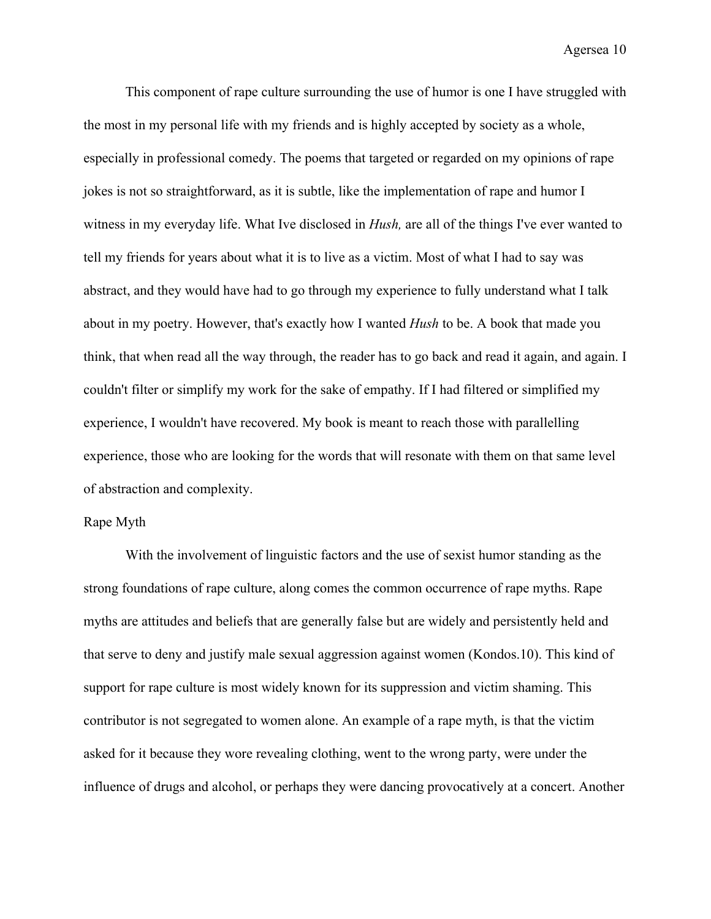This component of rape culture surrounding the use of humor is one I have struggled with the most in my personal life with my friends and is highly accepted by society as a whole, especially in professional comedy. The poems that targeted or regarded on my opinions of rape jokes is not so straightforward, as it is subtle, like the implementation of rape and humor I witness in my everyday life. What Ive disclosed in *Hush,* are all of the things I've ever wanted to tell my friends for years about what it is to live as a victim. Most of what I had to say was abstract, and they would have had to go through my experience to fully understand what I talk about in my poetry. However, that's exactly how I wanted *Hush* to be. A book that made you think, that when read all the way through, the reader has to go back and read it again, and again. I couldn't filter or simplify my work for the sake of empathy. If I had filtered or simplified my experience, I wouldn't have recovered. My book is meant to reach those with parallelling experience, those who are looking for the words that will resonate with them on that same level of abstraction and complexity.

## Rape Myth

With the involvement of linguistic factors and the use of sexist humor standing as the strong foundations of rape culture, along comes the common occurrence of rape myths. Rape myths are attitudes and beliefs that are generally false but are widely and persistently held and that serve to deny and justify male sexual aggression against women (Kondos.10). This kind of support for rape culture is most widely known for its suppression and victim shaming. This contributor is not segregated to women alone. An example of a rape myth, is that the victim asked for it because they wore revealing clothing, went to the wrong party, were under the influence of drugs and alcohol, or perhaps they were dancing provocatively at a concert. Another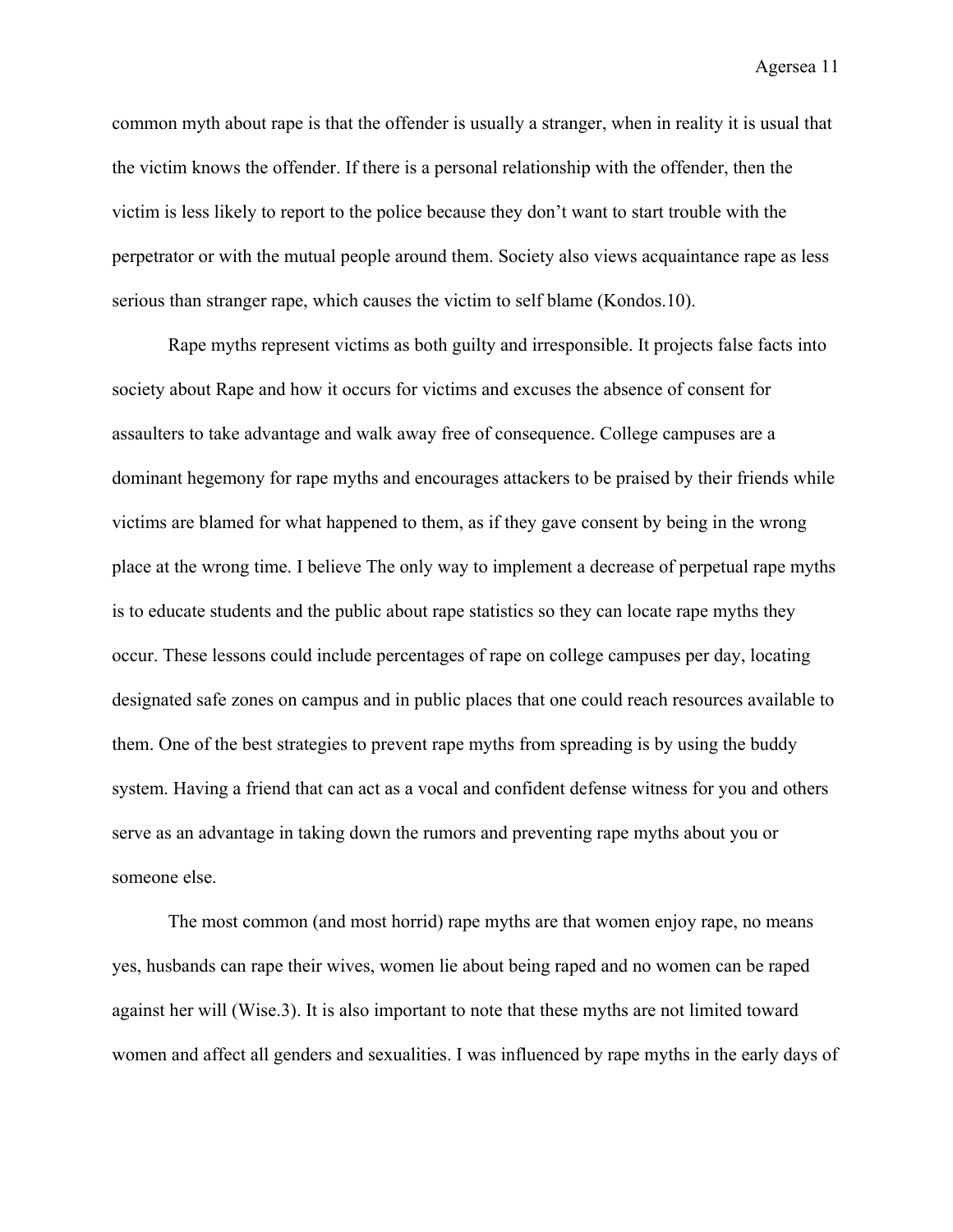common myth about rape is that the offender is usually a stranger, when in reality it is usual that the victim knows the offender. If there is a personal relationship with the offender, then the victim is less likely to report to the police because they don't want to start trouble with the perpetrator or with the mutual people around them. Society also views acquaintance rape as less serious than stranger rape, which causes the victim to self blame (Kondos.10).

Rape myths represent victims as both guilty and irresponsible. It projects false facts into society about Rape and how it occurs for victims and excuses the absence of consent for assaulters to take advantage and walk away free of consequence. College campuses are a dominant hegemony for rape myths and encourages attackers to be praised by their friends while victims are blamed for what happened to them, as if they gave consent by being in the wrong place at the wrong time. I believe The only way to implement a decrease of perpetual rape myths is to educate students and the public about rape statistics so they can locate rape myths they occur. These lessons could include percentages of rape on college campuses per day, locating designated safe zones on campus and in public places that one could reach resources available to them. One of the best strategies to prevent rape myths from spreading is by using the buddy system. Having a friend that can act as a vocal and confident defense witness for you and others serve as an advantage in taking down the rumors and preventing rape myths about you or someone else.

The most common (and most horrid) rape myths are that women enjoy rape, no means yes, husbands can rape their wives, women lie about being raped and no women can be raped against her will (Wise.3). It is also important to note that these myths are not limited toward women and affect all genders and sexualities. I was influenced by rape myths in the early days of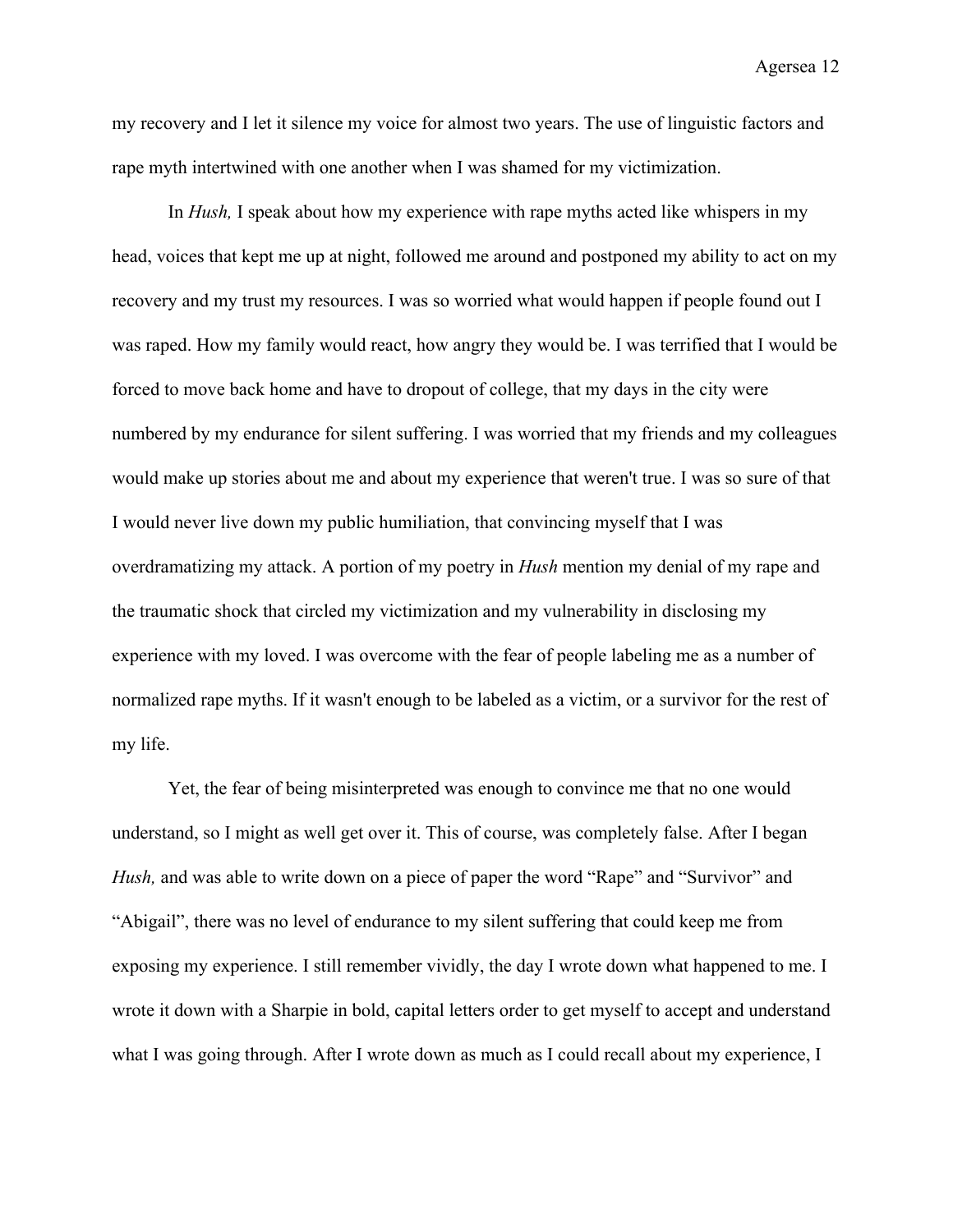my recovery and I let it silence my voice for almost two years. The use of linguistic factors and rape myth intertwined with one another when I was shamed for my victimization.

In *Hush,* I speak about how my experience with rape myths acted like whispers in my head, voices that kept me up at night, followed me around and postponed my ability to act on my recovery and my trust my resources. I was so worried what would happen if people found out I was raped. How my family would react, how angry they would be. I was terrified that I would be forced to move back home and have to dropout of college, that my days in the city were numbered by my endurance for silent suffering. I was worried that my friends and my colleagues would make up stories about me and about my experience that weren't true. I was so sure of that I would never live down my public humiliation, that convincing myself that I was overdramatizing my attack. A portion of my poetry in *Hush* mention my denial of my rape and the traumatic shock that circled my victimization and my vulnerability in disclosing my experience with my loved. I was overcome with the fear of people labeling me as a number of normalized rape myths. If it wasn't enough to be labeled as a victim, or a survivor for the rest of my life.

Yet, the fear of being misinterpreted was enough to convince me that no one would understand, so I might as well get over it. This of course, was completely false. After I began *Hush,* and was able to write down on a piece of paper the word "Rape" and "Survivor" and "Abigail", there was no level of endurance to my silent suffering that could keep me from exposing my experience. I still remember vividly, the day I wrote down what happened to me. I wrote it down with a Sharpie in bold, capital letters order to get myself to accept and understand what I was going through. After I wrote down as much as I could recall about my experience, I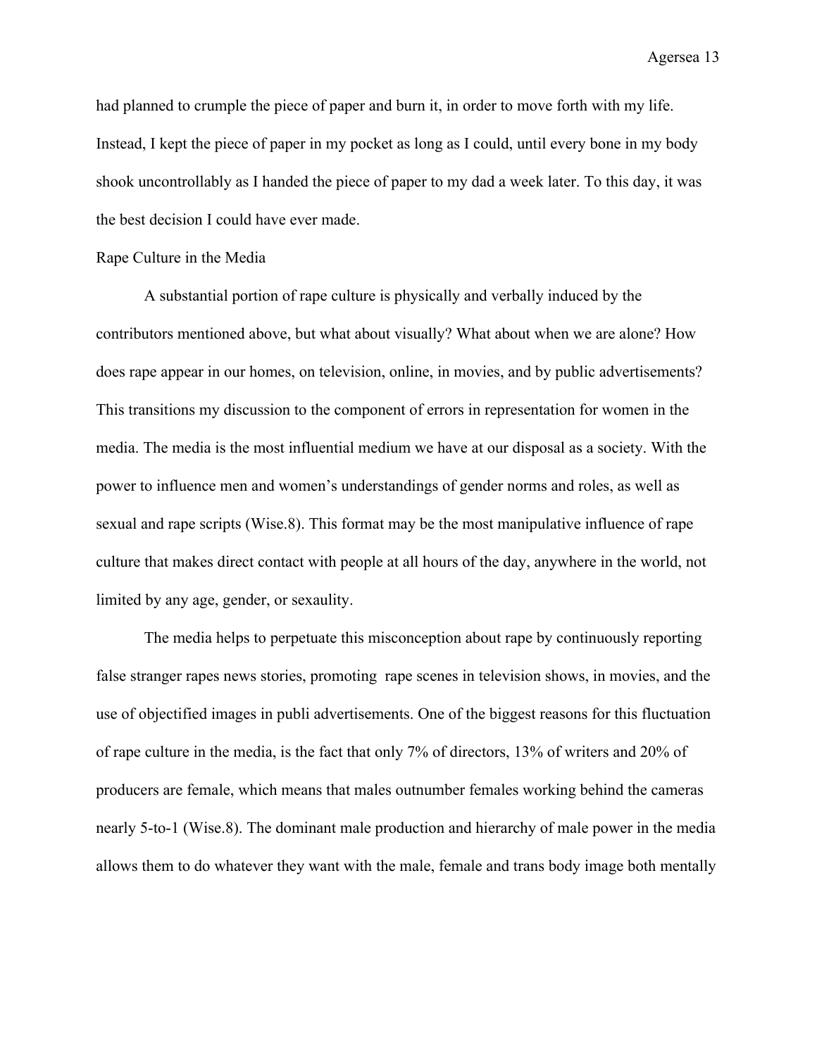had planned to crumple the piece of paper and burn it, in order to move forth with my life. Instead, I kept the piece of paper in my pocket as long as I could, until every bone in my body shook uncontrollably as I handed the piece of paper to my dad a week later. To this day, it was the best decision I could have ever made.

## Rape Culture in the Media

A substantial portion of rape culture is physically and verbally induced by the contributors mentioned above, but what about visually? What about when we are alone? How does rape appear in our homes, on television, online, in movies, and by public advertisements? This transitions my discussion to the component of errors in representation for women in the media. The media is the most influential medium we have at our disposal as a society. With the power to influence men and women's understandings of gender norms and roles, as well as sexual and rape scripts (Wise.8). This format may be the most manipulative influence of rape culture that makes direct contact with people at all hours of the day, anywhere in the world, not limited by any age, gender, or sexuality.

The media helps to perpetuate this misconception about rape by continuously reporting false stranger rapes news stories, promoting  rape scenes in television shows, in movies, and the use of objectified images in publi advertisements. One of the biggest reasons for this fluctuation of rape culture in the media, is the fact that only 7% of directors, 13% of writers and 20% of producers are female, which means that males outnumber females working behind the cameras nearly 5-to-1 (Wise.8). The dominant male production and hierarchy of male power in the media allows them to do whatever they want with the male, female and trans body image both mentally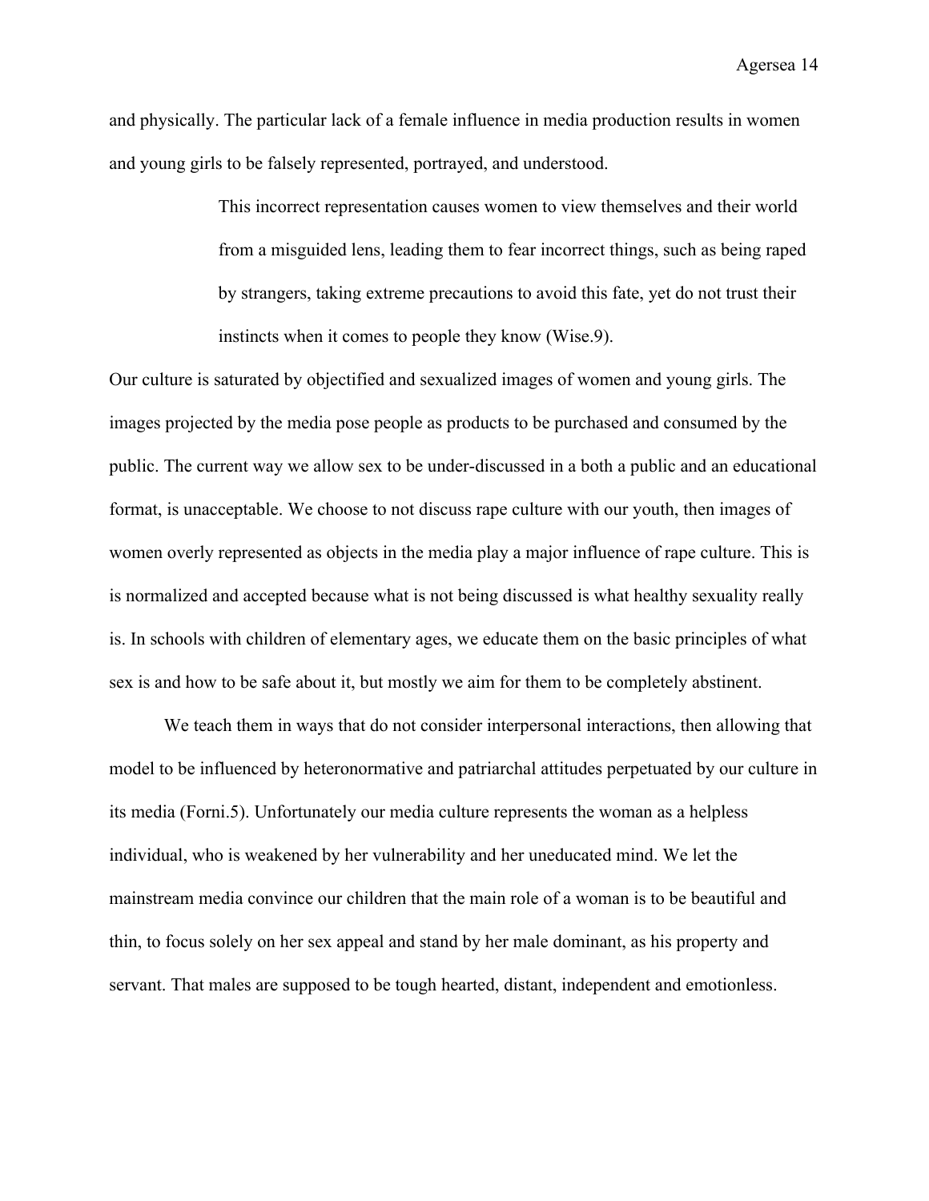and physically. The particular lack of a female influence in media production results in women and young girls to be falsely represented, portrayed, and understood.

> This incorrect representation causes women to view themselves and their world from a misguided lens, leading them to fear incorrect things, such as being raped by strangers, taking extreme precautions to avoid this fate, yet do not trust their instincts when it comes to people they know (Wise.9).

Our culture is saturated by objectified and sexualized images of women and young girls. The images projected by the media pose people as products to be purchased and consumed by the public. The current way we allow sex to be under-discussed in a both a public and an educational format, is unacceptable. We choose to not discuss rape culture with our youth, then images of women overly represented as objects in the media play a major influence of rape culture. This is is normalized and accepted because what is not being discussed is what healthy sexuality really is. In schools with children of elementary ages, we educate them on the basic principles of what sex is and how to be safe about it, but mostly we aim for them to be completely abstinent.

We teach them in ways that do not consider interpersonal interactions, then allowing that model to be influenced by heteronormative and patriarchal attitudes perpetuated by our culture in its media (Forni.5). Unfortunately our media culture represents the woman as a helpless individual, who is weakened by her vulnerability and her uneducated mind. We let the mainstream media convince our children that the main role of a woman is to be beautiful and thin, to focus solely on her sex appeal and stand by her male dominant, as his property and servant. That males are supposed to be tough hearted, distant, independent and emotionless.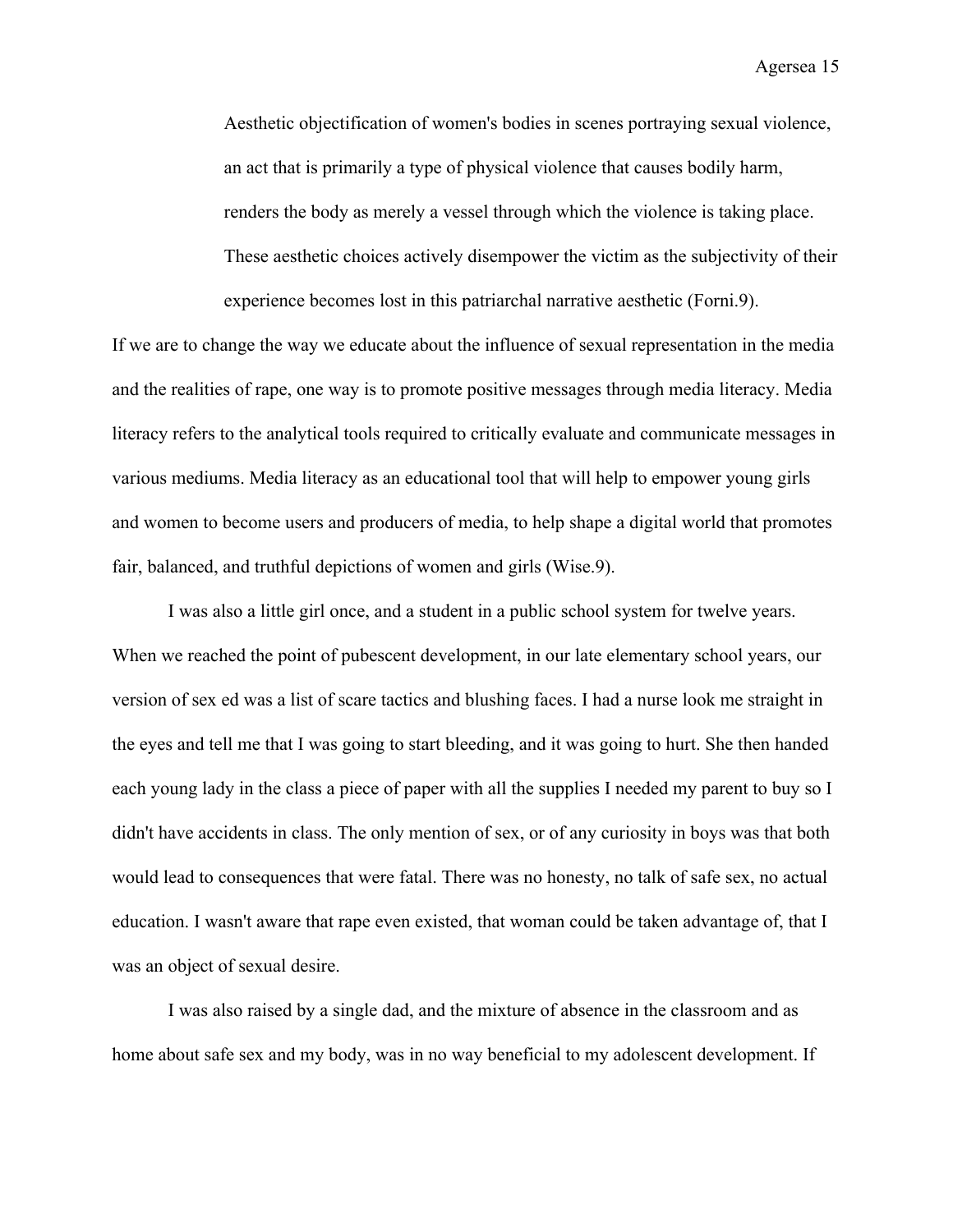> Aesthetic objectification of women's bodies in scenes portraying sexual violence, an act that is primarily a type of physical violence that causes bodily harm, renders the body as merely a vessel through which the violence is taking place. These aesthetic choices actively disempower the victim as the subjectivity of their experience becomes lost in this patriarchal narrative aesthetic (Forni.9).

If we are to change the way we educate about the influence of sexual representation in the media and the realities of rape, one way is to promote positive messages through media literacy. Media literacy refers to the analytical tools required to critically evaluate and communicate messages in various mediums. Media literacy as an educational tool that will help to empower young girls and women to become users and producers of media, to help shape a digital world that promotes fair, balanced, and truthful depictions of women and girls (Wise.9).

I was also a little girl once, and a student in a public school system for twelve years. When we reached the point of pubescent development, in our late elementary school years, our version of sex ed was a list of scare tactics and blushing faces. I had a nurse look me straight in the eyes and tell me that I was going to start bleeding, and it was going to hurt. She then handed each young lady in the class a piece of paper with all the supplies I needed my parent to buy so I didn't have accidents in class. The only mention of sex, or of any curiosity in boys was that both would lead to consequences that were fatal. There was no honesty, no talk of safe sex, no actual education. I wasn't aware that rape even existed, that woman could be taken advantage of, that I was an object of sexual desire.

I was also raised by a single dad, and the mixture of absence in the classroom and as home about safe sex and my body, was in no way beneficial to my adolescent development. If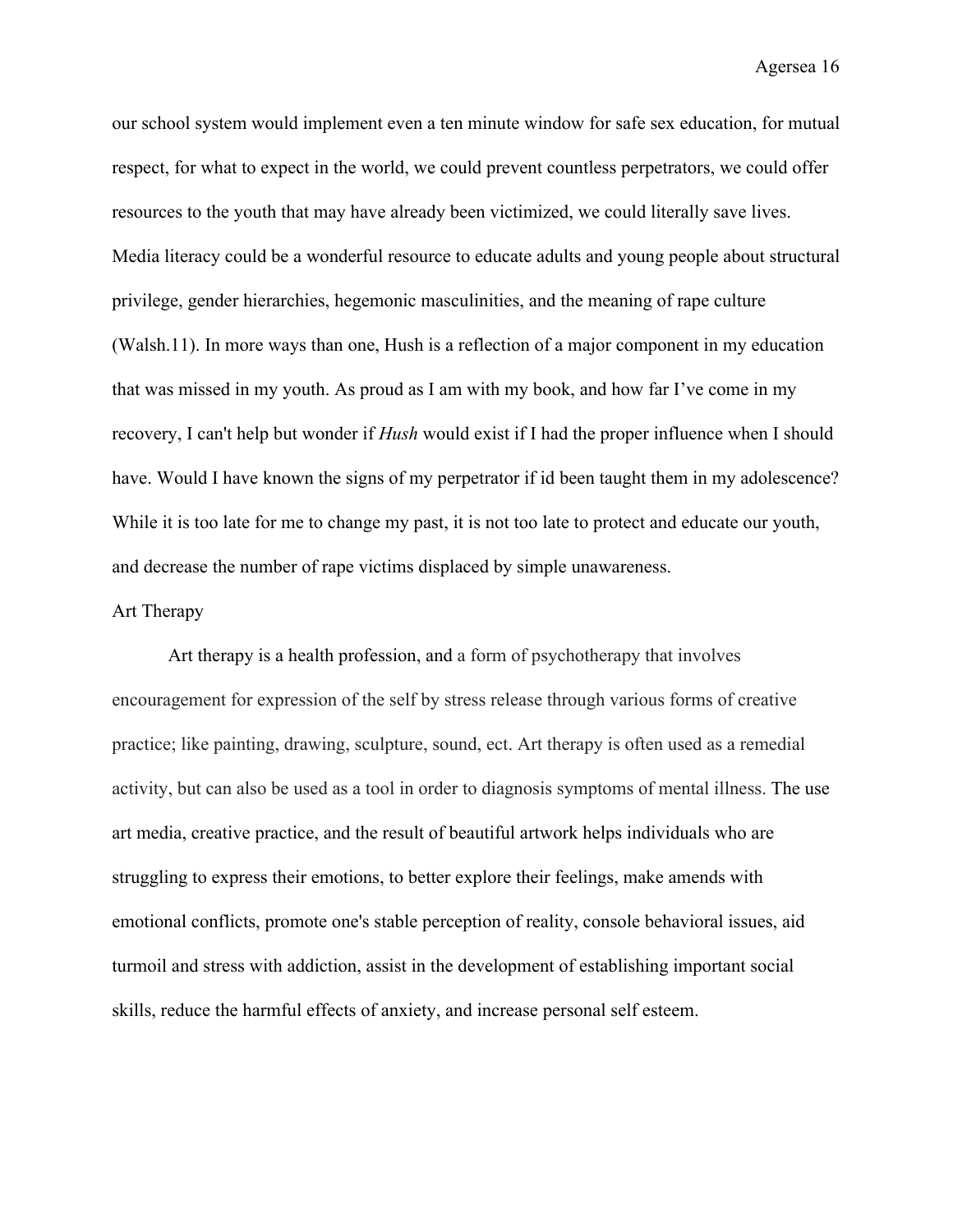our school system would implement even a ten minute window for safe sex education, for mutual respect, for what to expect in the world, we could prevent countless perpetrators, we could offer resources to the youth that may have already been victimized, we could literally save lives. Media literacy could be a wonderful resource to educate adults and young people about structural privilege, gender hierarchies, hegemonic masculinities, and the meaning of rape culture (Walsh.11). In more ways than one, Hush is a reflection of a major component in my education that was missed in my youth. As proud as I am with my book, and how far I've come in my recovery, I can't help but wonder if *Hush* would exist if I had the proper influence when I should have. Would I have known the signs of my perpetrator if id been taught them in my adolescence? While it is too late for me to change my past, it is not too late to protect and educate our youth, and decrease the number of rape victims displaced by simple unawareness.

## Art Therapy

Art therapy is a health profession, and a form of psychotherapy that involves encouragement for expression of the self by stress release through various forms of creative practice; like painting, drawing, sculpture, sound, ect. Art therapy is often used as a remedial activity, but can also be used as a tool in order to diagnosis symptoms of mental illness. The use art media, creative practice, and the result of beautiful artwork helps individuals who are struggling to express their emotions, to better explore their feelings, make amends with emotional conflicts, promote one's stable perception of reality, console behavioral issues, aid turmoil and stress with addiction, assist in the development of establishing important social skills, reduce the harmful effects of anxiety, and increase personal self esteem.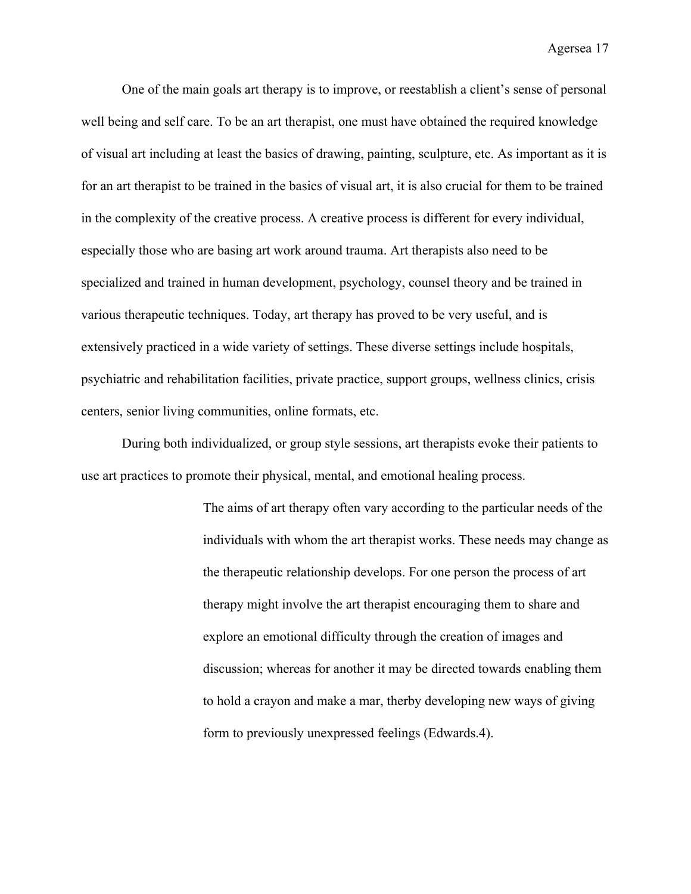One of the main goals art therapy is to improve, or reestablish a client's sense of personal well being and self care. To be an art therapist, one must have obtained the required knowledge of visual art including at least the basics of drawing, painting, sculpture, etc. As important as it is for an art therapist to be trained in the basics of visual art, it is also crucial for them to be trained in the complexity of the creative process. A creative process is different for every individual, especially those who are basing art work around trauma. Art therapists also need to be specialized and trained in human development, psychology, counsel theory and be trained in various therapeutic techniques. Today, art therapy has proved to be very useful, and is extensively practiced in a wide variety of settings. These diverse settings include hospitals, psychiatric and rehabilitation facilities, private practice, support groups, wellness clinics, crisis centers, senior living communities, online formats, etc.

During both individualized, or group style sessions, art therapists evoke their patients to use art practices to promote their physical, mental, and emotional healing process.

> The aims of art therapy often vary according to the particular needs of the individuals with whom the art therapist works. These needs may change as the therapeutic relationship develops. For one person the process of art therapy might involve the art therapist encouraging them to share and explore an emotional difficulty through the creation of images and discussion; whereas for another it may be directed towards enabling them to hold a crayon and make a mar, therby developing new ways of giving form to previously unexpressed feelings (Edwards.4).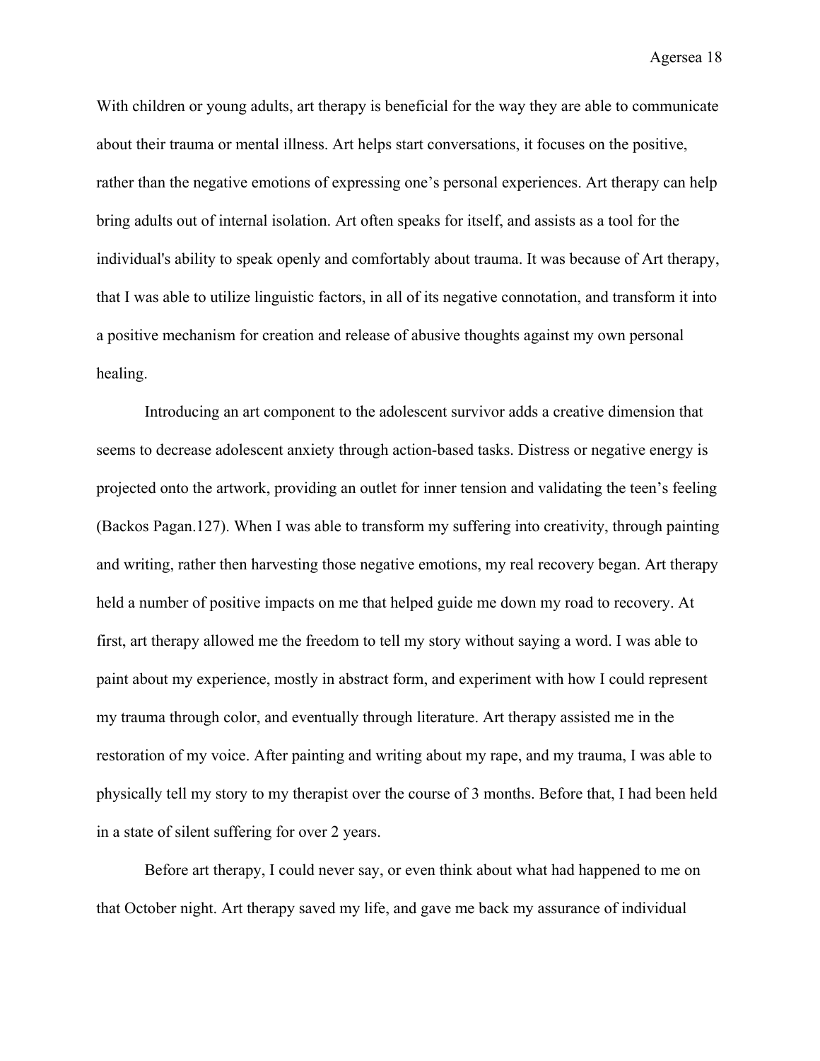With children or young adults, art therapy is beneficial for the way they are able to communicate about their trauma or mental illness. Art helps start conversations, it focuses on the positive, rather than the negative emotions of expressing one's personal experiences. Art therapy can help bring adults out of internal isolation. Art often speaks for itself, and assists as a tool for the individual's ability to speak openly and comfortably about trauma. It was because of Art therapy, that I was able to utilize linguistic factors, in all of its negative connotation, and transform it into a positive mechanism for creation and release of abusive thoughts against my own personal healing.

Introducing an art component to the adolescent survivor adds a creative dimension that seems to decrease adolescent anxiety through action-based tasks. Distress or negative energy is projected onto the artwork, providing an outlet for inner tension and validating the teen's feeling (Backos Pagan.127). When I was able to transform my suffering into creativity, through painting and writing, rather then harvesting those negative emotions, my real recovery began. Art therapy held a number of positive impacts on me that helped guide me down my road to recovery. At first, art therapy allowed me the freedom to tell my story without saying a word. I was able to paint about my experience, mostly in abstract form, and experiment with how I could represent my trauma through color, and eventually through literature. Art therapy assisted me in the restoration of my voice. After painting and writing about my rape, and my trauma, I was able to physically tell my story to my therapist over the course of 3 months. Before that, I had been held in a state of silent suffering for over 2 years.

Before art therapy, I could never say, or even think about what had happened to me on that October night. Art therapy saved my life, and gave me back my assurance of individual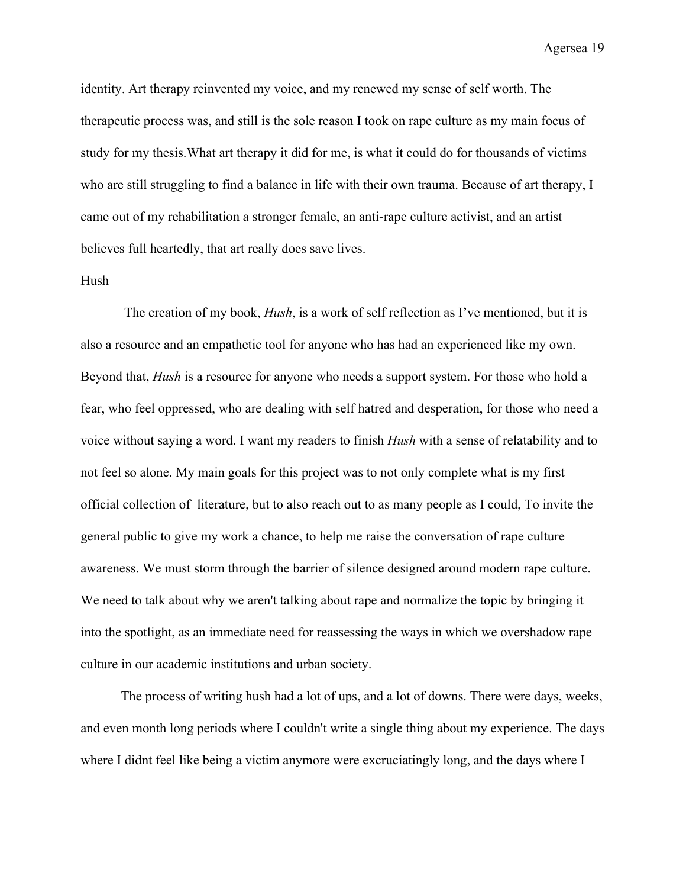identity. Art therapy reinvented my voice, and my renewed my sense of self worth. The therapeutic process was, and still is the sole reason I took on rape culture as my main focus of study for my thesis.What art therapy it did for me, is what it could do for thousands of victims who are still struggling to find a balance in life with their own trauma. Because of art therapy, I came out of my rehabilitation a stronger female, an anti-rape culture activist, and an artist believes full heartedly, that art really does save lives.

## Hush

The creation of my book, *Hush*, is a work of self reflection as I've mentioned, but it is also a resource and an empathetic tool for anyone who has had an experienced like my own. Beyond that, *Hush* is a resource for anyone who needs a support system. For those who hold a fear, who feel oppressed, who are dealing with self hatred and desperation, for those who need a voice without saying a word. I want my readers to finish *Hush* with a sense of relatability and to not feel so alone. My main goals for this project was to not only complete what is my first official collection of literature, but to also reach out to as many people as I could, To invite the general public to give my work a chance, to help me raise the conversation of rape culture awareness. We must storm through the barrier of silence designed around modern rape culture. We need to talk about why we aren't talking about rape and normalize the topic by bringing it into the spotlight, as an immediate need for reassessing the ways in which we overshadow rape culture in our academic institutions and urban society.

The process of writing hush had a lot of ups, and a lot of downs. There were days, weeks, and even month long periods where I couldn't write a single thing about my experience. The days where I didnt feel like being a victim anymore were excruciatingly long, and the days where I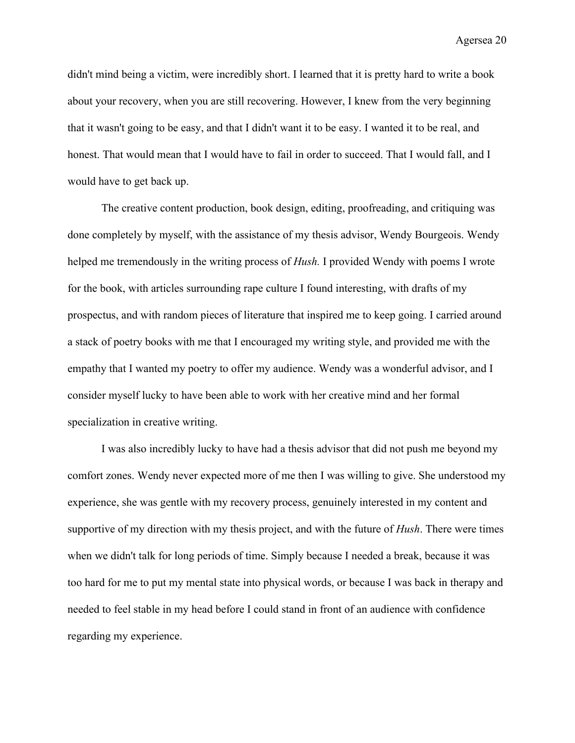didn't mind being a victim, were incredibly short. I learned that it is pretty hard to write a book about your recovery, when you are still recovering. However, I knew from the very beginning that it wasn't going to be easy, and that I didn't want it to be easy. I wanted it to be real, and honest. That would mean that I would have to fail in order to succeed. That I would fall, and I would have to get back up.

The creative content production, book design, editing, proofreading, and critiquing was done completely by myself, with the assistance of my thesis advisor, Wendy Bourgeois. Wendy helped me tremendously in the writing process of *Hush.* I provided Wendy with poems I wrote for the book, with articles surrounding rape culture I found interesting, with drafts of my prospectus, and with random pieces of literature that inspired me to keep going. I carried around a stack of poetry books with me that I encouraged my writing style, and provided me with the empathy that I wanted my poetry to offer my audience. Wendy was a wonderful advisor, and I consider myself lucky to have been able to work with her creative mind and her formal specialization in creative writing.

I was also incredibly lucky to have had a thesis advisor that did not push me beyond my comfort zones. Wendy never expected more of me then I was willing to give. She understood my experience, she was gentle with my recovery process, genuinely interested in my content and supportive of my direction with my thesis project, and with the future of *Hush*. There were times when we didn't talk for long periods of time. Simply because I needed a break, because it was too hard for me to put my mental state into physical words, or because I was back in therapy and needed to feel stable in my head before I could stand in front of an audience with confidence regarding my experience.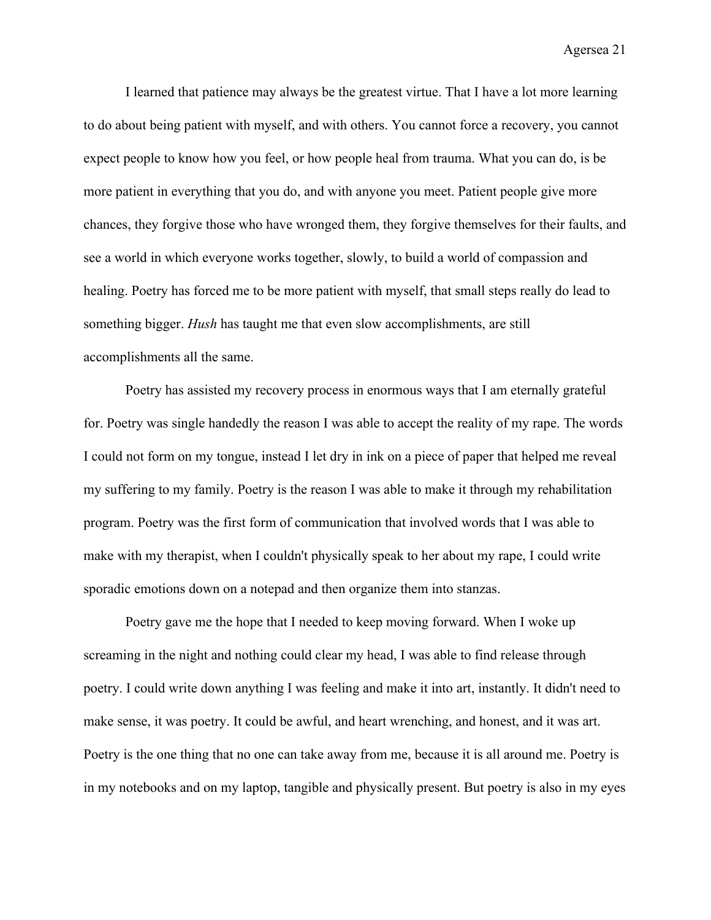I learned that patience may always be the greatest virtue. That I have a lot more learning to do about being patient with myself, and with others. You cannot force a recovery, you cannot expect people to know how you feel, or how people heal from trauma. What you can do, is be more patient in everything that you do, and with anyone you meet. Patient people give more chances, they forgive those who have wronged them, they forgive themselves for their faults, and see a world in which everyone works together, slowly, to build a world of compassion and healing. Poetry has forced me to be more patient with myself, that small steps really do lead to something bigger. *Hush* has taught me that even slow accomplishments, are still accomplishments all the same.

Poetry has assisted my recovery process in enormous ways that I am eternally grateful for. Poetry was single handedly the reason I was able to accept the reality of my rape. The words I could not form on my tongue, instead I let dry in ink on a piece of paper that helped me reveal my suffering to my family. Poetry is the reason I was able to make it through my rehabilitation program. Poetry was the first form of communication that involved words that I was able to make with my therapist, when I couldn't physically speak to her about my rape, I could write sporadic emotions down on a notepad and then organize them into stanzas.

Poetry gave me the hope that I needed to keep moving forward. When I woke up screaming in the night and nothing could clear my head, I was able to find release through poetry. I could write down anything I was feeling and make it into art, instantly. It didn't need to make sense, it was poetry. It could be awful, and heart wrenching, and honest, and it was art. Poetry is the one thing that no one can take away from me, because it is all around me. Poetry is in my notebooks and on my laptop, tangible and physically present. But poetry is also in my eyes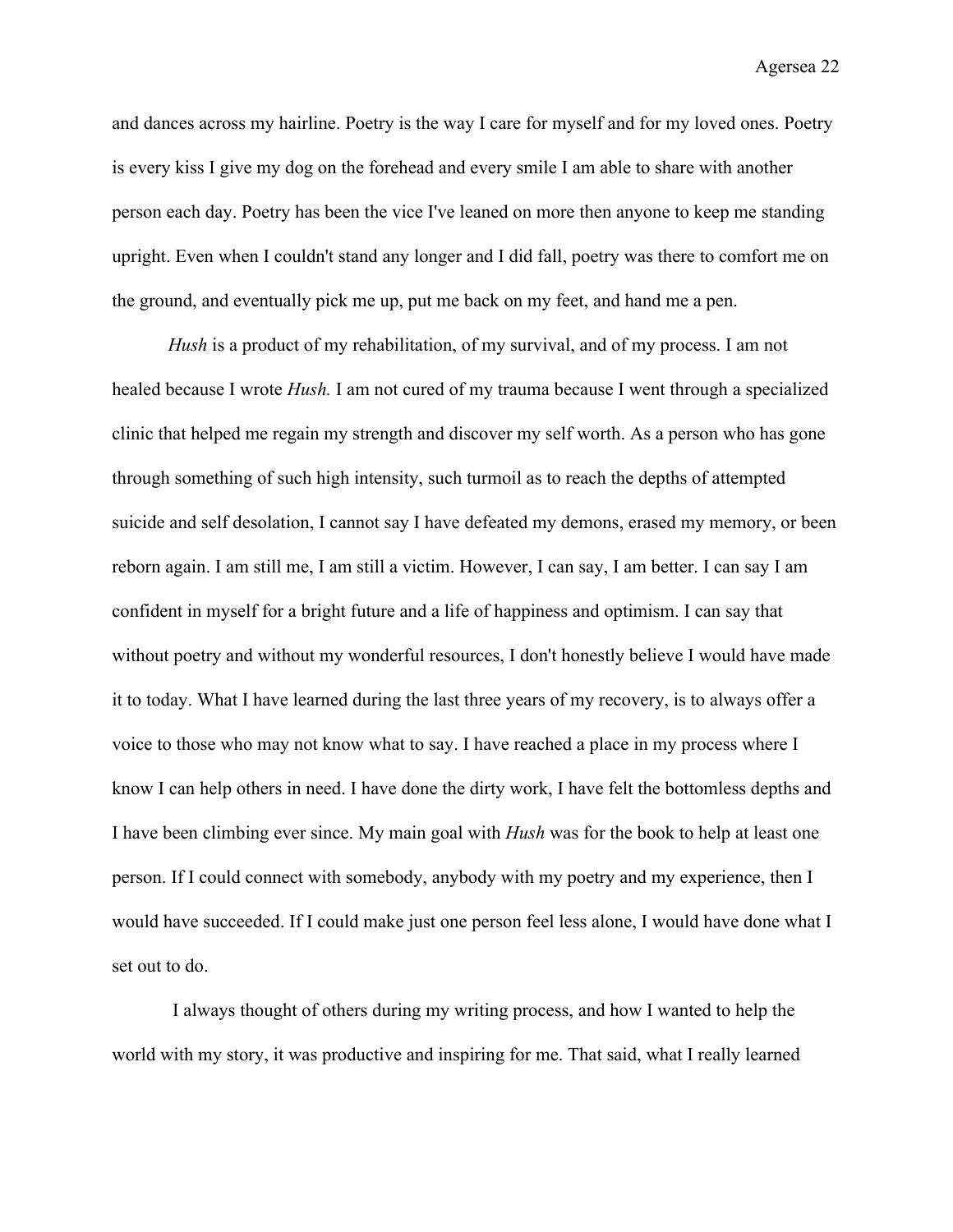and dances across my hairline. Poetry is the way I care for myself and for my loved ones. Poetry is every kiss I give my dog on the forehead and every smile I am able to share with another person each day. Poetry has been the vice I've leaned on more then anyone to keep me standing upright. Even when I couldn't stand any longer and I did fall, poetry was there to comfort me on the ground, and eventually pick me up, put me back on my feet, and hand me a pen.

*Hush* is a product of my rehabilitation, of my survival, and of my process. I am not healed because I wrote *Hush.* I am not cured of my trauma because I went through a specialized clinic that helped me regain my strength and discover my self worth. As a person who has gone through something of such high intensity, such turmoil as to reach the depths of attempted suicide and self desolation, I cannot say I have defeated my demons, erased my memory, or been reborn again. I am still me, I am still a victim. However, I can say, I am better. I can say I am confident in myself for a bright future and a life of happiness and optimism. I can say that without poetry and without my wonderful resources, I don't honestly believe I would have made it to today. What I have learned during the last three years of my recovery, is to always offer a voice to those who may not know what to say. I have reached a place in my process where I know I can help others in need. I have done the dirty work, I have felt the bottomless depths and I have been climbing ever since. My main goal with *Hush* was for the book to help at least one person. If I could connect with somebody, anybody with my poetry and my experience, then I would have succeeded. If I could make just one person feel less alone, I would have done what I set out to do.

I always thought of others during my writing process, and how I wanted to help the world with my story, it was productive and inspiring for me. That said, what I really learned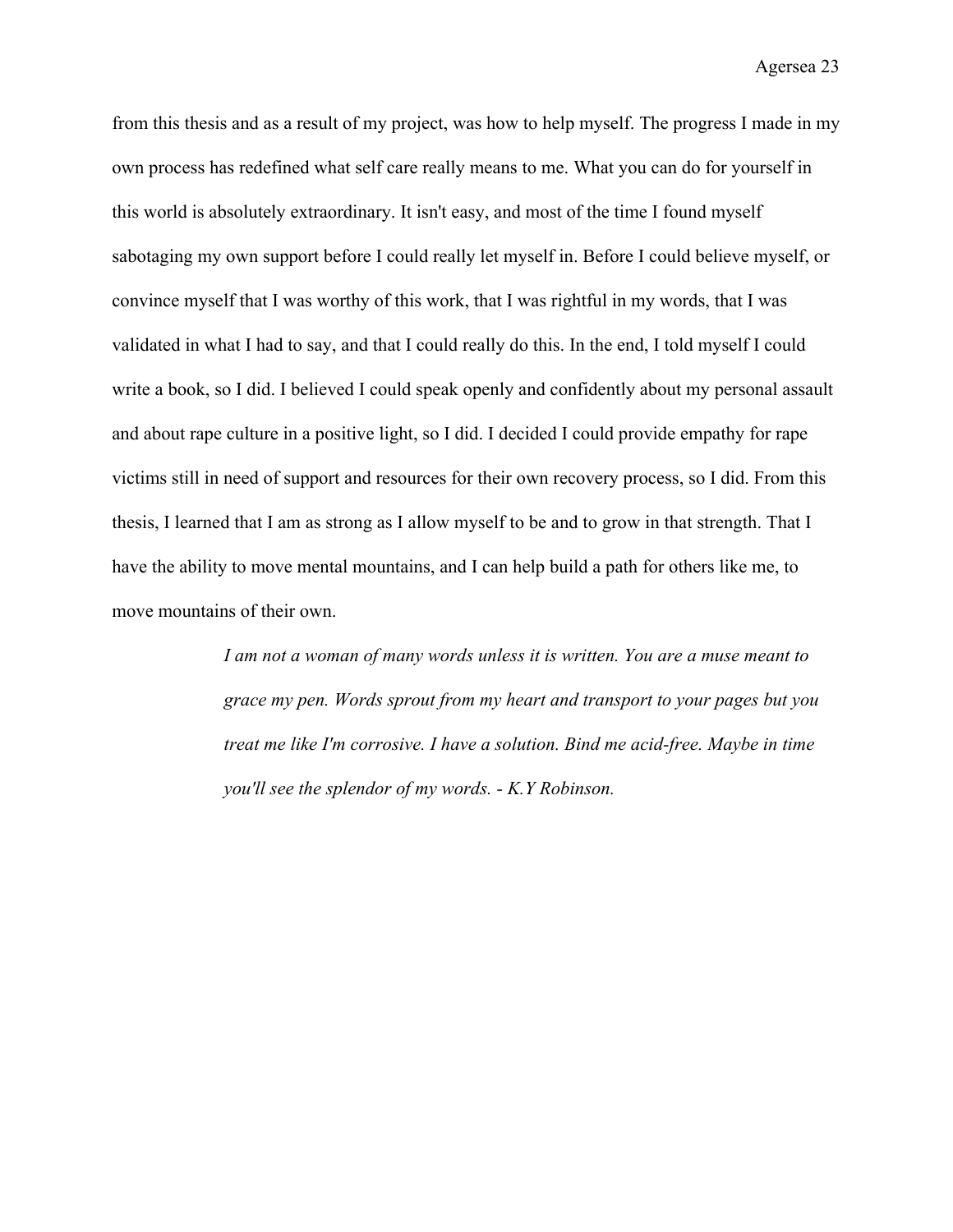from this thesis and as a result of my project, was how to help myself. The progress I made in my own process has redefined what self care really means to me. What you can do for yourself in this world is absolutely extraordinary. It isn't easy, and most of the time I found myself sabotaging my own support before I could really let myself in. Before I could believe myself, or convince myself that I was worthy of this work, that I was rightful in my words, that I was validated in what I had to say, and that I could really do this. In the end, I told myself I could write a book, so I did. I believed I could speak openly and confidently about my personal assault and about rape culture in a positive light, so I did. I decided I could provide empathy for rape victims still in need of support and resources for their own recovery process, so I did. From this thesis, I learned that I am as strong as I allow myself to be and to grow in that strength. That I have the ability to move mental mountains, and I can help build a path for others like me, to move mountains of their own.

> *I am not a woman of many words unless it is written. You are a muse meant to grace my pen. Words sprout from my heart and transport to your pages but you treat me like I'm corrosive. I have a solution. Bind me acid-free. Maybe in time you'll see the splendor of my words. - K.Y Robinson.*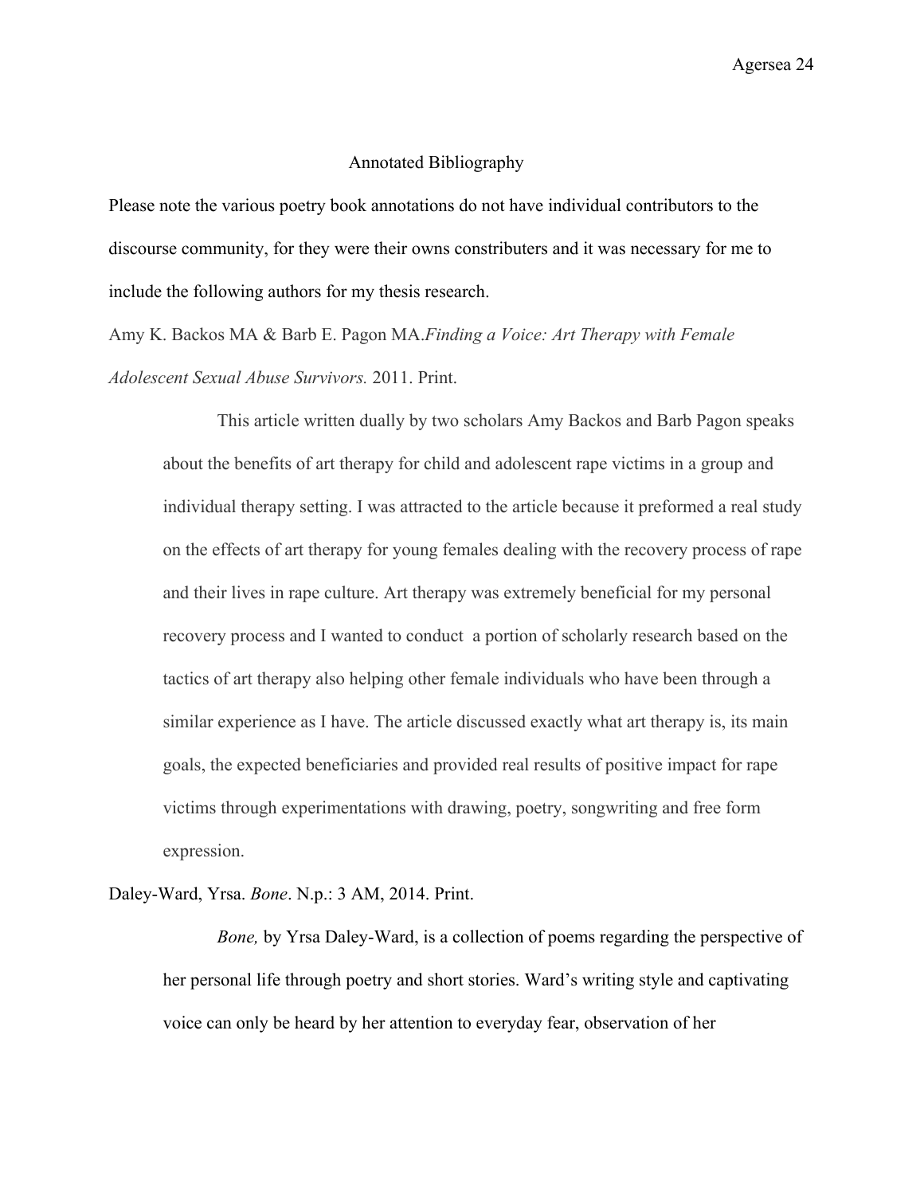## Annotated Bibliography

Please note the various poetry book annotations do not have individual contributors to the discourse community, for they were their owns constributers and it was necessary for me to include the following authors for my thesis research.

Amy K. Backos MA & Barb E. Pagon MA.*Finding a Voice: Art Therapy with Female Adolescent Sexual Abuse Survivors.* 2011. Print.

> This article written dually by two scholars Amy Backos and Barb Pagon speaks about the benefits of art therapy for child and adolescent rape victims in a group and individual therapy setting. I was attracted to the article because it preformed a real study on the effects of art therapy for young females dealing with the recovery process of rape and their lives in rape culture. Art therapy was extremely beneficial for my personal recovery process and I wanted to conduct a portion of scholarly research based on the tactics of art therapy also helping other female individuals who have been through a similar experience as I have. The article discussed exactly what art therapy is, its main goals, the expected beneficiaries and provided real results of positive impact for rape victims through experimentations with drawing, poetry, songwriting and free form expression.

Daley-Ward, Yrsa. *Bone*. N.p.: 3 AM, 2014. Print.

> *Bone,* by Yrsa Daley-Ward, is a collection of poems regarding the perspective of her personal life through poetry and short stories. Ward's writing style and captivating voice can only be heard by her attention to everyday fear, observation of her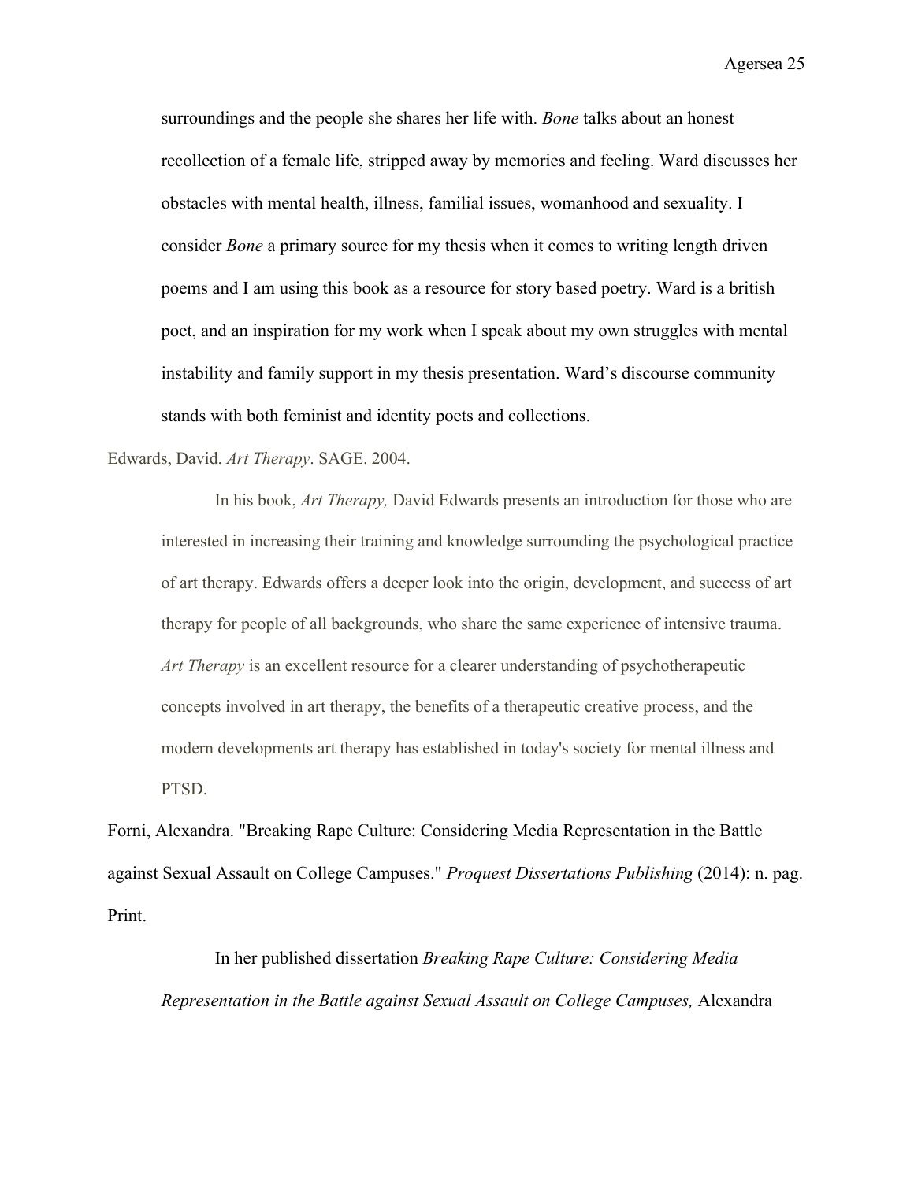surroundings and the people she shares her life with. *Bone* talks about an honest recollection of a female life, stripped away by memories and feeling. Ward discusses her obstacles with mental health, illness, familial issues, womanhood and sexuality. I consider *Bone* a primary source for my thesis when it comes to writing length driven poems and I am using this book as a resource for story based poetry. Ward is a british poet, and an inspiration for my work when I speak about my own struggles with mental instability and family support in my thesis presentation. Ward's discourse community stands with both feminist and identity poets and collections.

Edwards, David. *Art Therapy*. SAGE. 2004.

In his book, *Art Therapy,* David Edwards presents an introduction for those who are interested in increasing their training and knowledge surrounding the psychological practice of art therapy. Edwards offers a deeper look into the origin, development, and success of art therapy for people of all backgrounds, who share the same experience of intensive trauma. *Art Therapy* is an excellent resource for a clearer understanding of psychotherapeutic concepts involved in art therapy, the benefits of a therapeutic creative process, and the modern developments art therapy has established in today's society for mental illness and PTSD.

Forni, Alexandra. "Breaking Rape Culture: Considering Media Representation in the Battle against Sexual Assault on College Campuses." *Proquest Dissertations Publishing* (2014): n. pag. Print.

In her published dissertation *Breaking Rape Culture: Considering Media Representation in the Battle against Sexual Assault on College Campuses,* Alexandra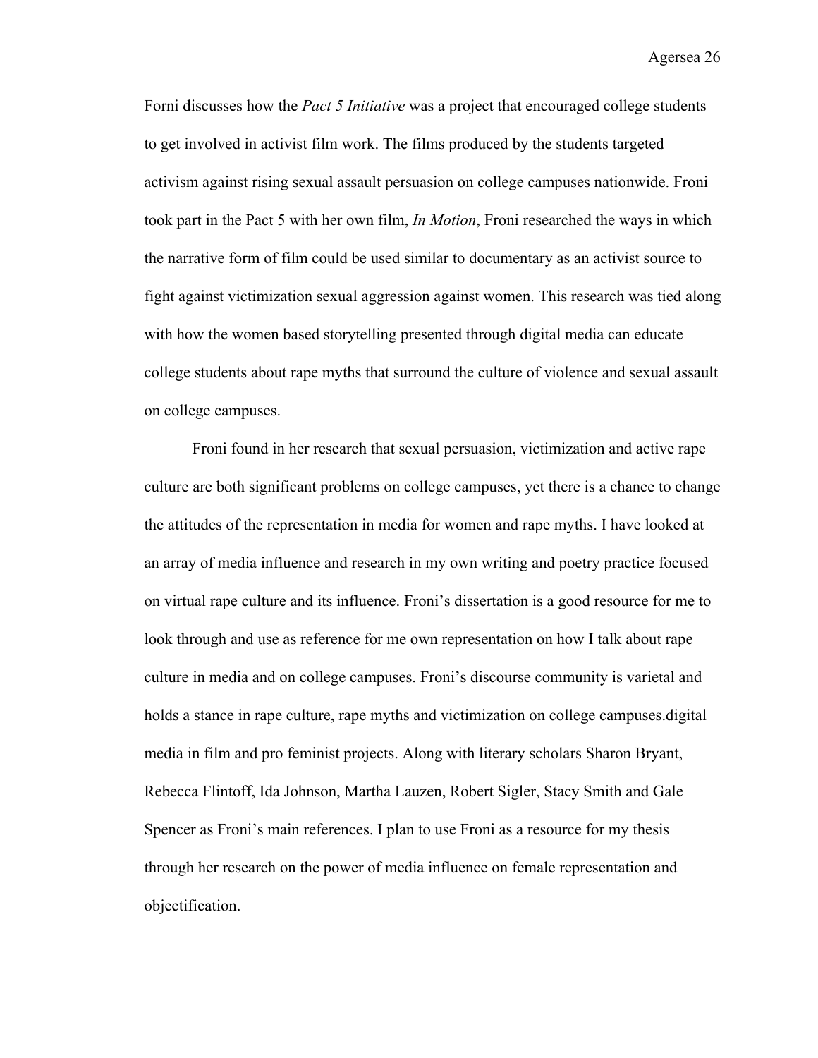Forni discusses how the *Pact 5 Initiative* was a project that encouraged college students to get involved in activist film work. The films produced by the students targeted activism against rising sexual assault persuasion on college campuses nationwide. Froni took part in the Pact 5 with her own film, *In Motion*, Froni researched the ways in which the narrative form of film could be used similar to documentary as an activist source to fight against victimization sexual aggression against women. This research was tied along with how the women based storytelling presented through digital media can educate college students about rape myths that surround the culture of violence and sexual assault on college campuses.

Froni found in her research that sexual persuasion, victimization and active rape culture are both significant problems on college campuses, yet there is a chance to change the attitudes of the representation in media for women and rape myths. I have looked at an array of media influence and research in my own writing and poetry practice focused on virtual rape culture and its influence. Froni's dissertation is a good resource for me to look through and use as reference for me own representation on how I talk about rape culture in media and on college campuses. Froni's discourse community is varietal and holds a stance in rape culture, rape myths and victimization on college campuses.digital media in film and pro feminist projects. Along with literary scholars Sharon Bryant, Rebecca Flintoff, Ida Johnson, Martha Lauzen, Robert Sigler, Stacy Smith and Gale Spencer as Froni's main references. I plan to use Froni as a resource for my thesis through her research on the power of media influence on female representation and objectification.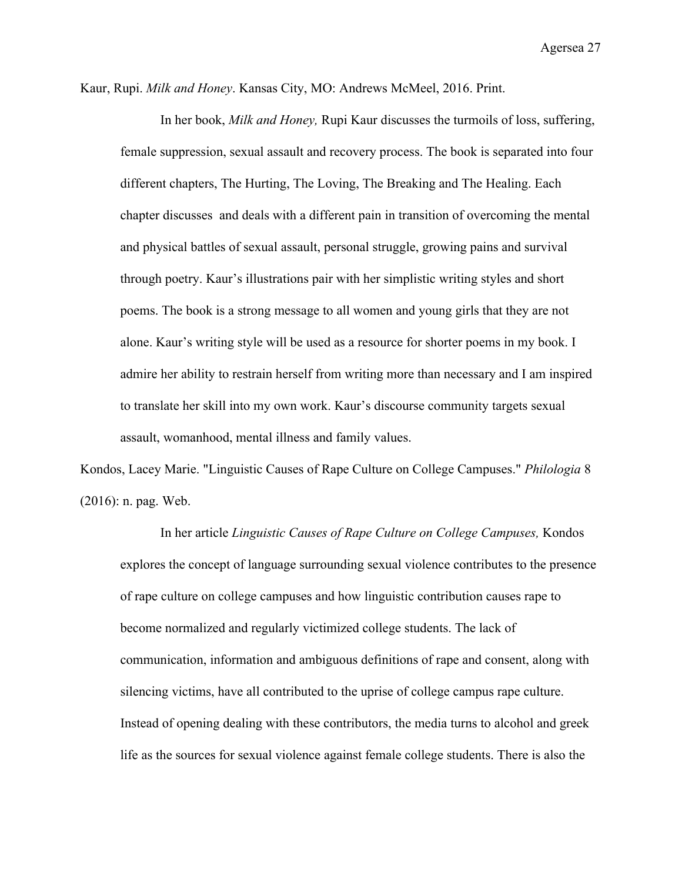Kaur, Rupi. *Milk and Honey*. Kansas City, MO: Andrews McMeel, 2016. Print.

In her book, *Milk and Honey,* Rupi Kaur discusses the turmoils of loss, suffering, female suppression, sexual assault and recovery process. The book is separated into four different chapters, The Hurting, The Loving, The Breaking and The Healing. Each chapter discusses  and deals with a different pain in transition of overcoming the mental and physical battles of sexual assault, personal struggle, growing pains and survival through poetry. Kaur's illustrations pair with her simplistic writing styles and short poems. The book is a strong message to all women and young girls that they are not alone. Kaur's writing style will be used as a resource for shorter poems in my book. I admire her ability to restrain herself from writing more than necessary and I am inspired to translate her skill into my own work. Kaur's discourse community targets sexual assault, womanhood, mental illness and family values.

Kondos, Lacey Marie. "Linguistic Causes of Rape Culture on College Campuses." *Philologia* 8 (2016): n. pag. Web.

In her article *Linguistic Causes of Rape Culture on College Campuses,* Kondos explores the concept of language surrounding sexual violence contributes to the presence of rape culture on college campuses and how linguistic contribution causes rape to become normalized and regularly victimized college students. The lack of communication, information and ambiguous definitions of rape and consent, along with silencing victims, have all contributed to the uprise of college campus rape culture. Instead of opening dealing with these contributors, the media turns to alcohol and greek life as the sources for sexual violence against female college students. There is also the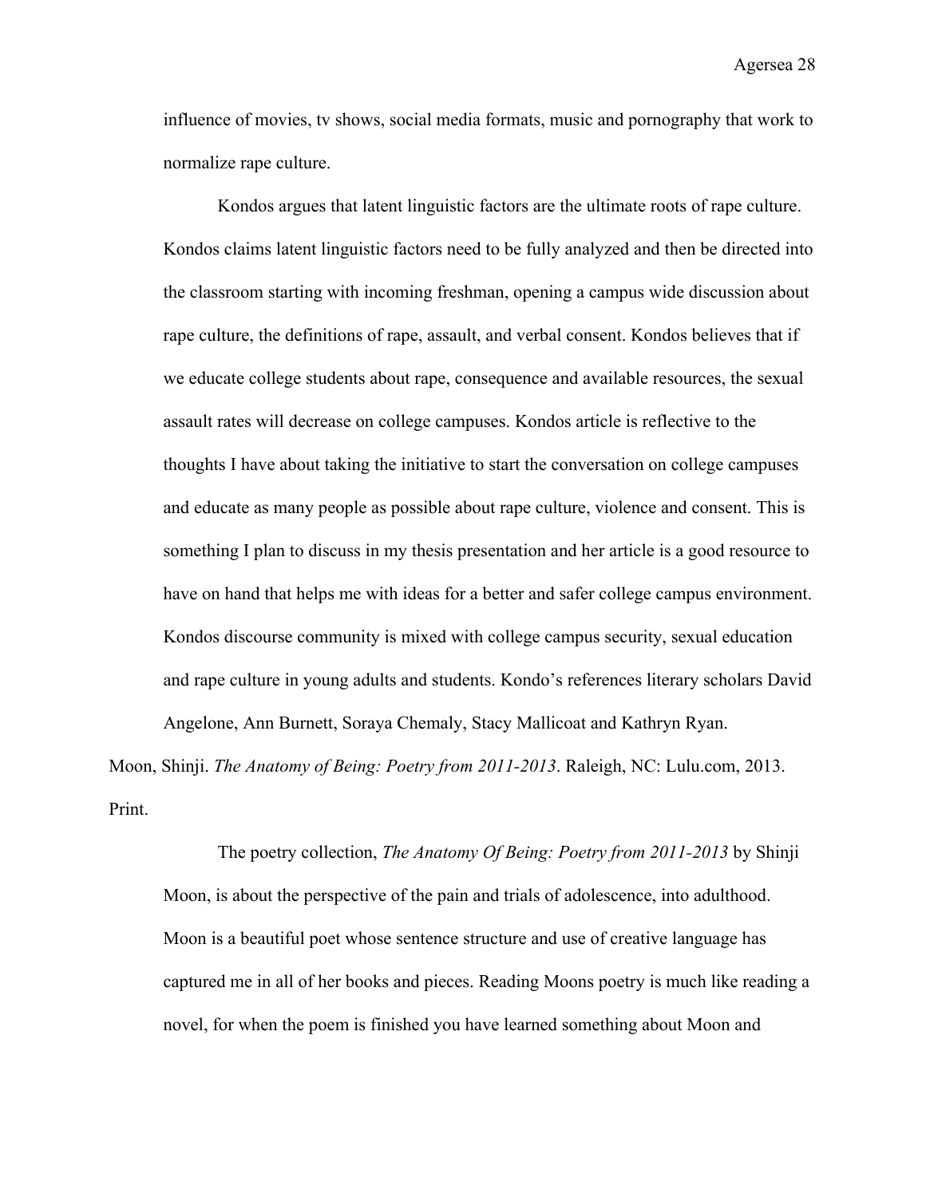influence of movies, tv shows, social media formats, music and pornography that work to normalize rape culture.

Kondos argues that latent linguistic factors are the ultimate roots of rape culture. Kondos claims latent linguistic factors need to be fully analyzed and then be directed into the classroom starting with incoming freshman, opening a campus wide discussion about rape culture, the definitions of rape, assault, and verbal consent. Kondos believes that if we educate college students about rape, consequence and available resources, the sexual assault rates will decrease on college campuses. Kondos article is reflective to the thoughts I have about taking the initiative to start the conversation on college campuses and educate as many people as possible about rape culture, violence and consent. This is something I plan to discuss in my thesis presentation and her article is a good resource to have on hand that helps me with ideas for a better and safer college campus environment. Kondos discourse community is mixed with college campus security, sexual education and rape culture in young adults and students. Kondo's references literary scholars David Angelone, Ann Burnett, Soraya Chemaly, Stacy Mallicoat and Kathryn Ryan.

Moon, Shinji. *The Anatomy of Being: Poetry from 2011-2013*. Raleigh, NC: Lulu.com, 2013. Print.

The poetry collection, *The Anatomy Of Being: Poetry from 2011-2013* by Shinji Moon, is about the perspective of the pain and trials of adolescence, into adulthood. Moon is a beautiful poet whose sentence structure and use of creative language has captured me in all of her books and pieces. Reading Moons poetry is much like reading a novel, for when the poem is finished you have learned something about Moon and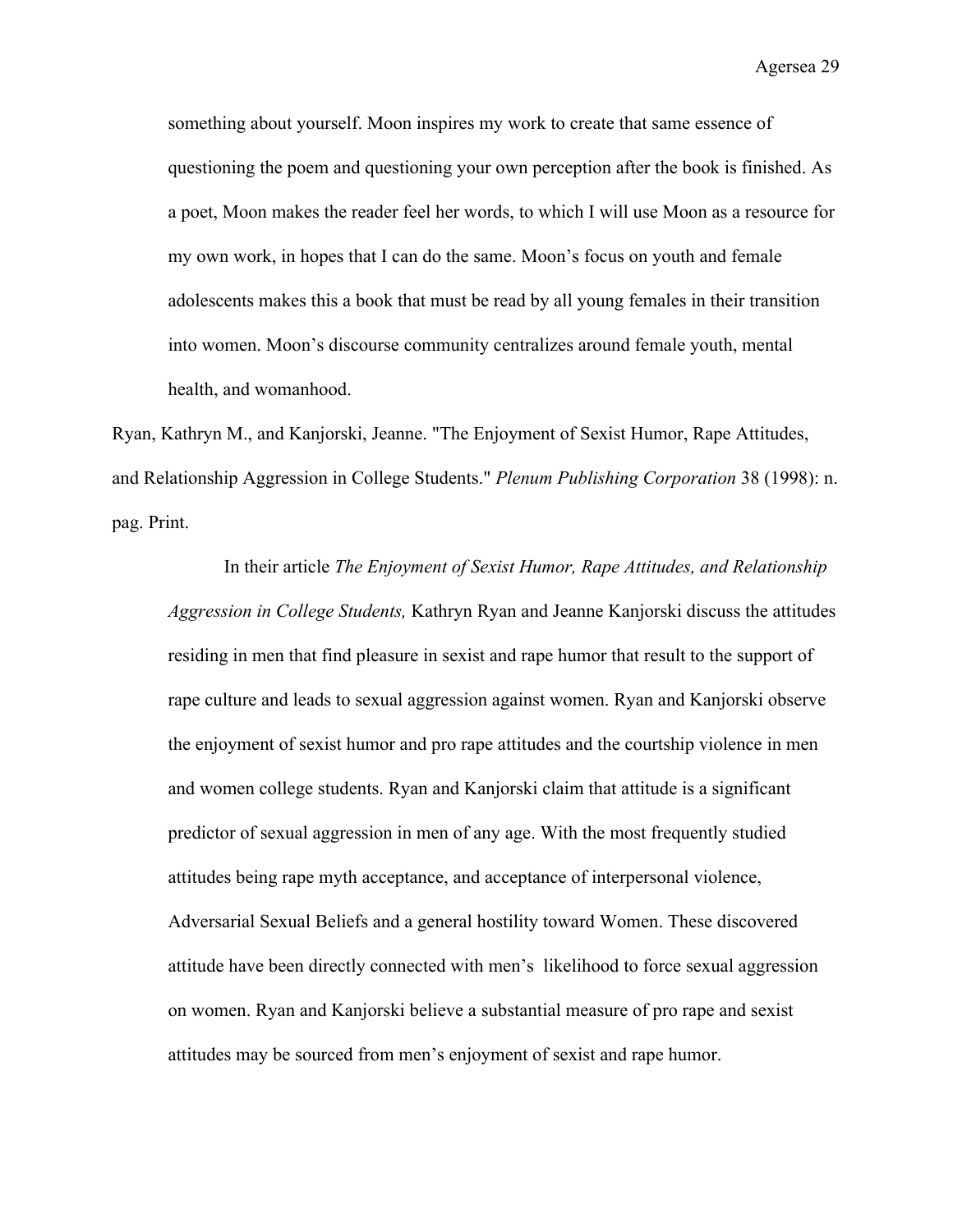something about yourself. Moon inspires my work to create that same essence of questioning the poem and questioning your own perception after the book is finished. As a poet, Moon makes the reader feel her words, to which I will use Moon as a resource for my own work, in hopes that I can do the same. Moon's focus on youth and female adolescents makes this a book that must be read by all young females in their transition into women. Moon's discourse community centralizes around female youth, mental health, and womanhood.

Ryan, Kathryn M., and Kanjorski, Jeanne. "The Enjoyment of Sexist Humor, Rape Attitudes, and Relationship Aggression in College Students." *Plenum Publishing Corporation* 38 (1998): n. pag. Print.

In their article *The Enjoyment of Sexist Humor, Rape Attitudes, and Relationship Aggression in College Students,* Kathryn Ryan and Jeanne Kanjorski discuss the attitudes residing in men that find pleasure in sexist and rape humor that result to the support of rape culture and leads to sexual aggression against women. Ryan and Kanjorski observe the enjoyment of sexist humor and pro rape attitudes and the courtship violence in men and women college students. Ryan and Kanjorski claim that attitude is a significant predictor of sexual aggression in men of any age. With the most frequently studied attitudes being rape myth acceptance, and acceptance of interpersonal violence, Adversarial Sexual Beliefs and a general hostility toward Women. These discovered attitude have been directly connected with men's likelihood to force sexual aggression on women. Ryan and Kanjorski believe a substantial measure of pro rape and sexist attitudes may be sourced from men's enjoyment of sexist and rape humor.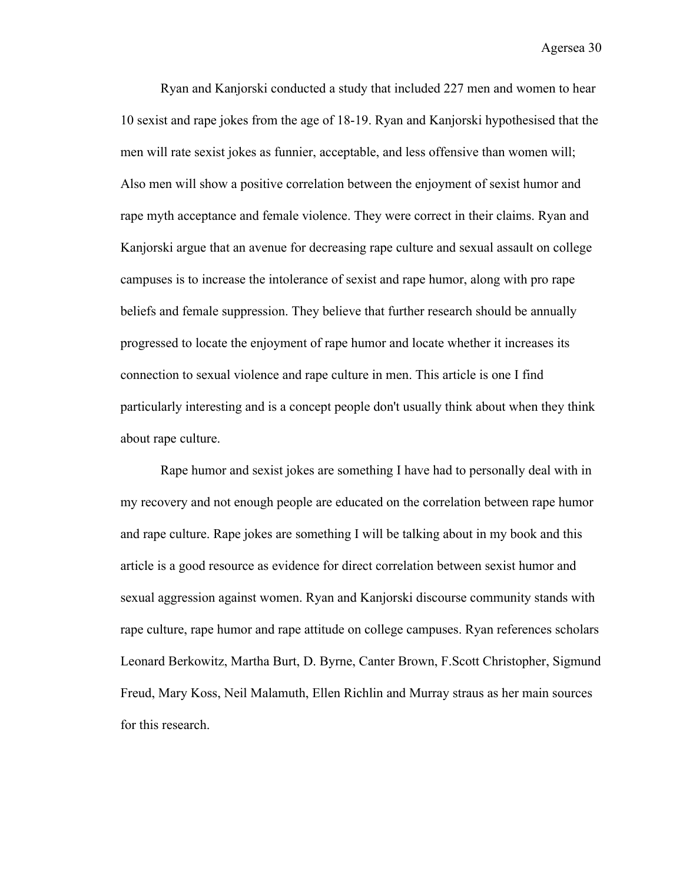Ryan and Kanjorski conducted a study that included 227 men and women to hear 10 sexist and rape jokes from the age of 18-19. Ryan and Kanjorski hypothesised that the men will rate sexist jokes as funnier, acceptable, and less offensive than women will; Also men will show a positive correlation between the enjoyment of sexist humor and rape myth acceptance and female violence. They were correct in their claims. Ryan and Kanjorski argue that an avenue for decreasing rape culture and sexual assault on college campuses is to increase the intolerance of sexist and rape humor, along with pro rape beliefs and female suppression. They believe that further research should be annually progressed to locate the enjoyment of rape humor and locate whether it increases its connection to sexual violence and rape culture in men. This article is one I find particularly interesting and is a concept people don't usually think about when they think about rape culture.

Rape humor and sexist jokes are something I have had to personally deal with in my recovery and not enough people are educated on the correlation between rape humor and rape culture. Rape jokes are something I will be talking about in my book and this article is a good resource as evidence for direct correlation between sexist humor and sexual aggression against women. Ryan and Kanjorski discourse community stands with rape culture, rape humor and rape attitude on college campuses. Ryan references scholars Leonard Berkowitz, Martha Burt, D. Byrne, Canter Brown, F.Scott Christopher, Sigmund Freud, Mary Koss, Neil Malamuth, Ellen Richlin and Murray straus as her main sources for this research.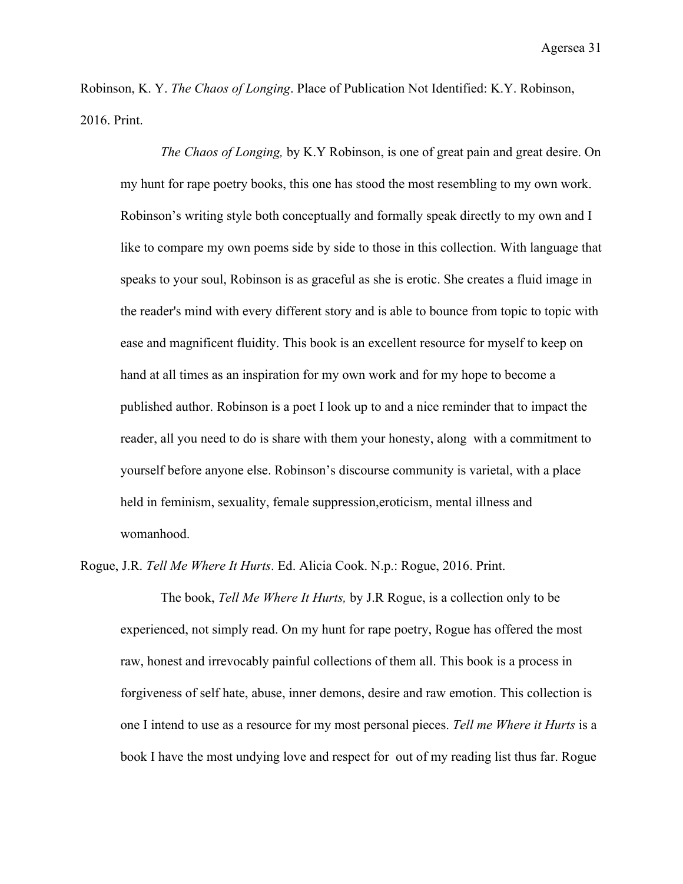Robinson, K. Y. *The Chaos of Longing*. Place of Publication Not Identified: K.Y. Robinson, 2016. Print.

*The Chaos of Longing,* by K.Y Robinson, is one of great pain and great desire. On my hunt for rape poetry books, this one has stood the most resembling to my own work. Robinson's writing style both conceptually and formally speak directly to my own and I like to compare my own poems side by side to those in this collection. With language that speaks to your soul, Robinson is as graceful as she is erotic. She creates a fluid image in the reader's mind with every different story and is able to bounce from topic to topic with ease and magnificent fluidity. This book is an excellent resource for myself to keep on hand at all times as an inspiration for my own work and for my hope to become a published author. Robinson is a poet I look up to and a nice reminder that to impact the reader, all you need to do is share with them your honesty, along with a commitment to yourself before anyone else. Robinson's discourse community is varietal, with a place held in feminism, sexuality, female suppression,eroticism, mental illness and womanhood.

Rogue, J.R. *Tell Me Where It Hurts*. Ed. Alicia Cook. N.p.: Rogue, 2016. Print.

The book, *Tell Me Where It Hurts,* by J.R Rogue, is a collection only to be experienced, not simply read. On my hunt for rape poetry, Rogue has offered the most raw, honest and irrevocably painful collections of them all. This book is a process in forgiveness of self hate, abuse, inner demons, desire and raw emotion. This collection is one I intend to use as a resource for my most personal pieces. *Tell me Where it Hurts* is a book I have the most undying love and respect for out of my reading list thus far. Rogue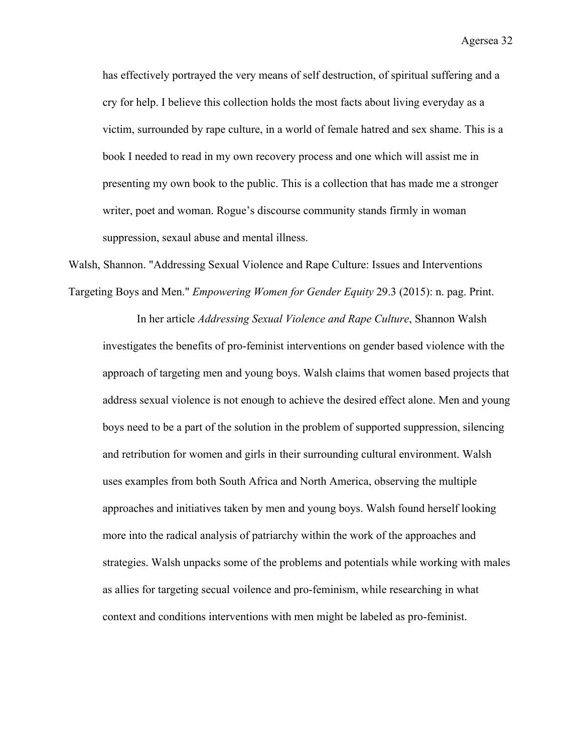has effectively portrayed the very means of self destruction, of spiritual suffering and a cry for help. I believe this collection holds the most facts about living everyday as a victim, surrounded by rape culture, in a world of female hatred and sex shame. This is a book I needed to read in my own recovery process and one which will assist me in presenting my own book to the public. This is a collection that has made me a stronger writer, poet and woman. Rogue's discourse community stands firmly in woman suppression, sexaul abuse and mental illness.

Walsh, Shannon. "Addressing Sexual Violence and Rape Culture: Issues and Interventions Targeting Boys and Men." *Empowering Women for Gender Equity* 29.3 (2015): n. pag. Print.

In her article *Addressing Sexual Violence and Rape Culture*, Shannon Walsh investigates the benefits of pro-feminist interventions on gender based violence with the approach of targeting men and young boys. Walsh claims that women based projects that address sexual violence is not enough to achieve the desired effect alone. Men and young boys need to be a part of the solution in the problem of supported suppression, silencing and retribution for women and girls in their surrounding cultural environment. Walsh uses examples from both South Africa and North America, observing the multiple approaches and initiatives taken by men and young boys. Walsh found herself looking more into the radical analysis of patriarchy within the work of the approaches and strategies. Walsh unpacks some of the problems and potentials while working with males as allies for targeting secual voilence and pro-feminism, while researching in what context and conditions interventions with men might be labeled as pro-feminist.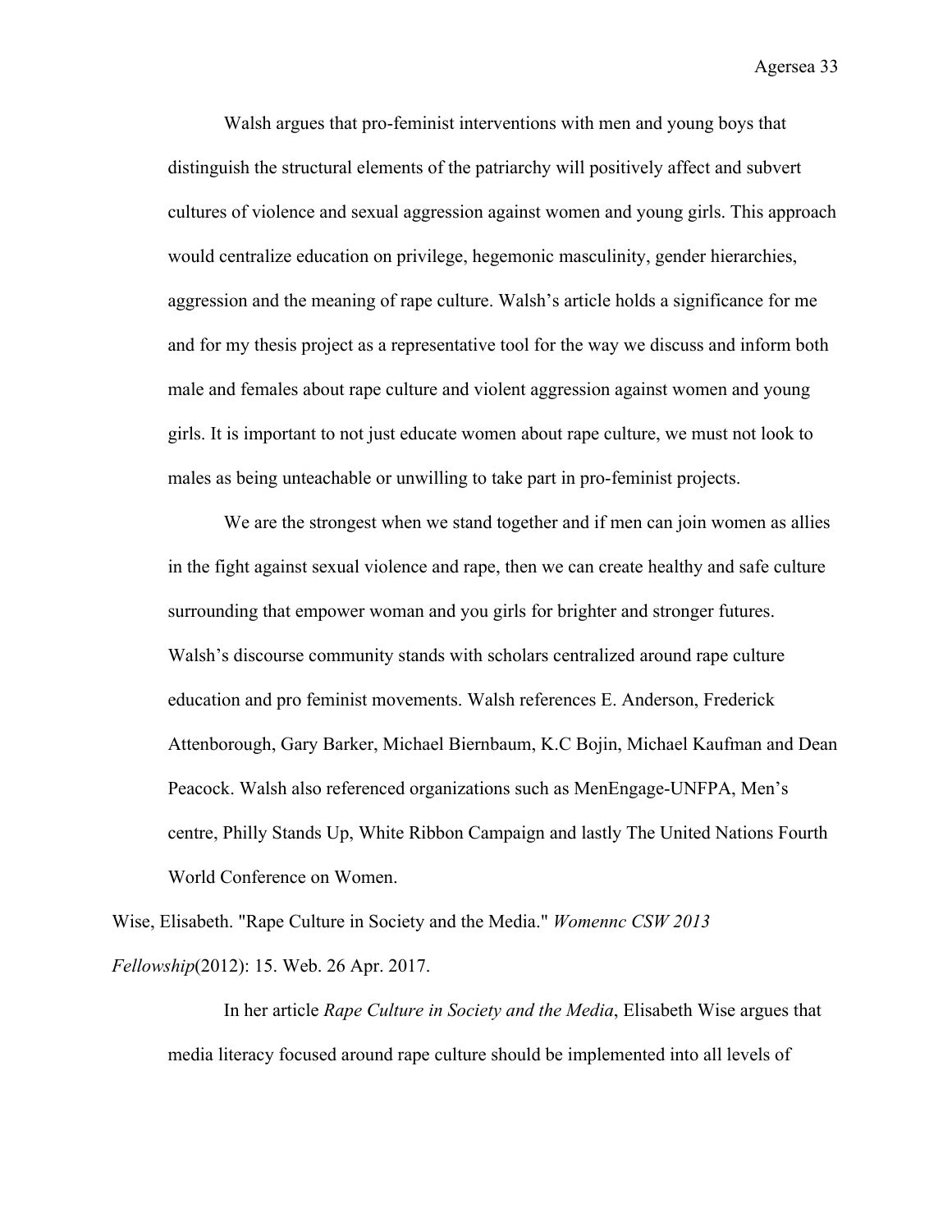Walsh argues that pro-feminist interventions with men and young boys that distinguish the structural elements of the patriarchy will positively affect and subvert cultures of violence and sexual aggression against women and young girls. This approach would centralize education on privilege, hegemonic masculinity, gender hierarchies, aggression and the meaning of rape culture. Walsh's article holds a significance for me and for my thesis project as a representative tool for the way we discuss and inform both male and females about rape culture and violent aggression against women and young girls. It is important to not just educate women about rape culture, we must not look to males as being unteachable or unwilling to take part in pro-feminist projects.

We are the strongest when we stand together and if men can join women as allies in the fight against sexual violence and rape, then we can create healthy and safe culture surrounding that empower woman and you girls for brighter and stronger futures. Walsh's discourse community stands with scholars centralized around rape culture education and pro feminist movements. Walsh references E. Anderson, Frederick Attenborough, Gary Barker, Michael Biernbaum, K.C Bojin, Michael Kaufman and Dean Peacock. Walsh also referenced organizations such as MenEngage-UNFPA, Men's centre, Philly Stands Up, White Ribbon Campaign and lastly The United Nations Fourth World Conference on Women.

Wise, Elisabeth. "Rape Culture in Society and the Media." *Womennc CSW 2013 Fellowship*(2012): 15. Web. 26 Apr. 2017.

In her article *Rape Culture in Society and the Media*, Elisabeth Wise argues that media literacy focused around rape culture should be implemented into all levels of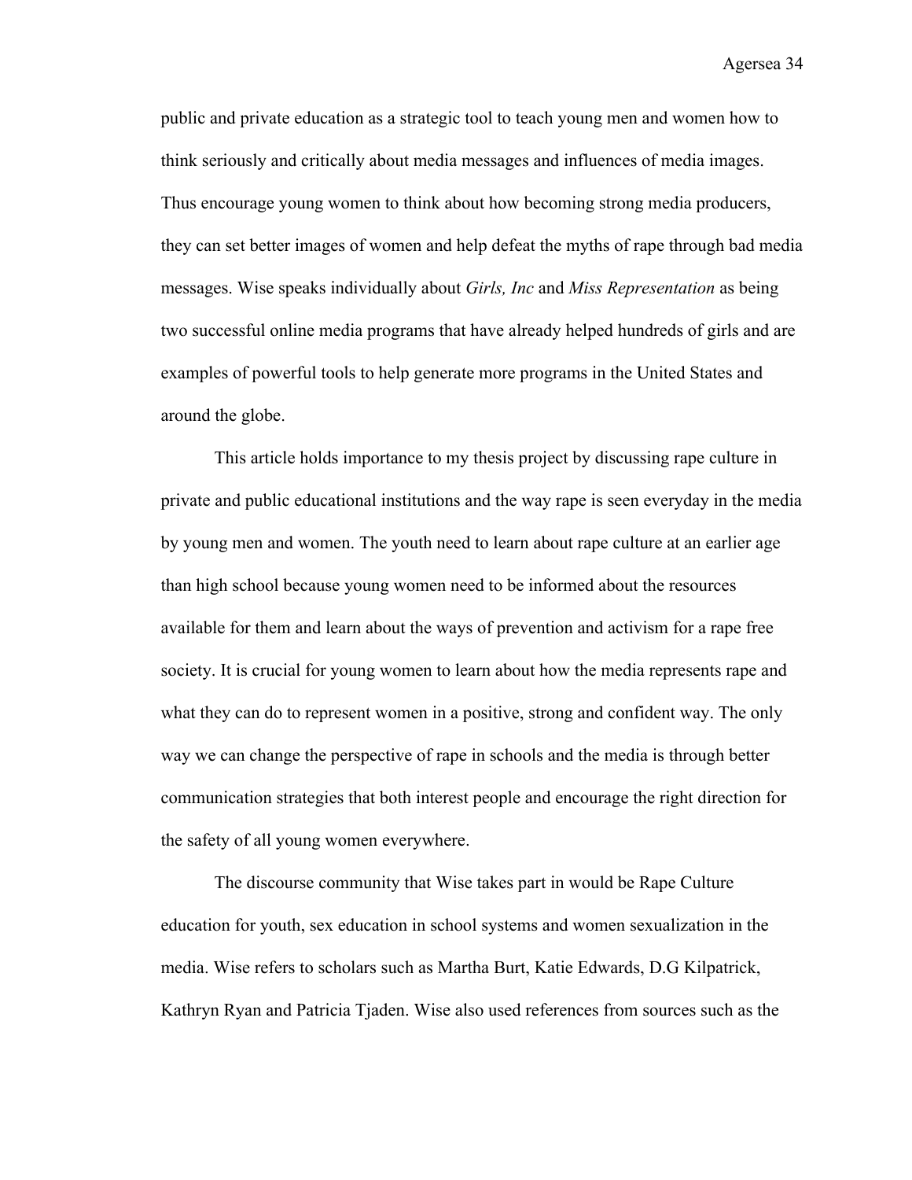public and private education as a strategic tool to teach young men and women how to think seriously and critically about media messages and influences of media images. Thus encourage young women to think about how becoming strong media producers, they can set better images of women and help defeat the myths of rape through bad media messages. Wise speaks individually about *Girls, Inc* and *Miss Representation* as being two successful online media programs that have already helped hundreds of girls and are examples of powerful tools to help generate more programs in the United States and around the globe.

This article holds importance to my thesis project by discussing rape culture in private and public educational institutions and the way rape is seen everyday in the media by young men and women. The youth need to learn about rape culture at an earlier age than high school because young women need to be informed about the resources available for them and learn about the ways of prevention and activism for a rape free society. It is crucial for young women to learn about how the media represents rape and what they can do to represent women in a positive, strong and confident way. The only way we can change the perspective of rape in schools and the media is through better communication strategies that both interest people and encourage the right direction for the safety of all young women everywhere.

The discourse community that Wise takes part in would be Rape Culture education for youth, sex education in school systems and women sexualization in the media. Wise refers to scholars such as Martha Burt, Katie Edwards, D.G Kilpatrick, Kathryn Ryan and Patricia Tjaden. Wise also used references from sources such as the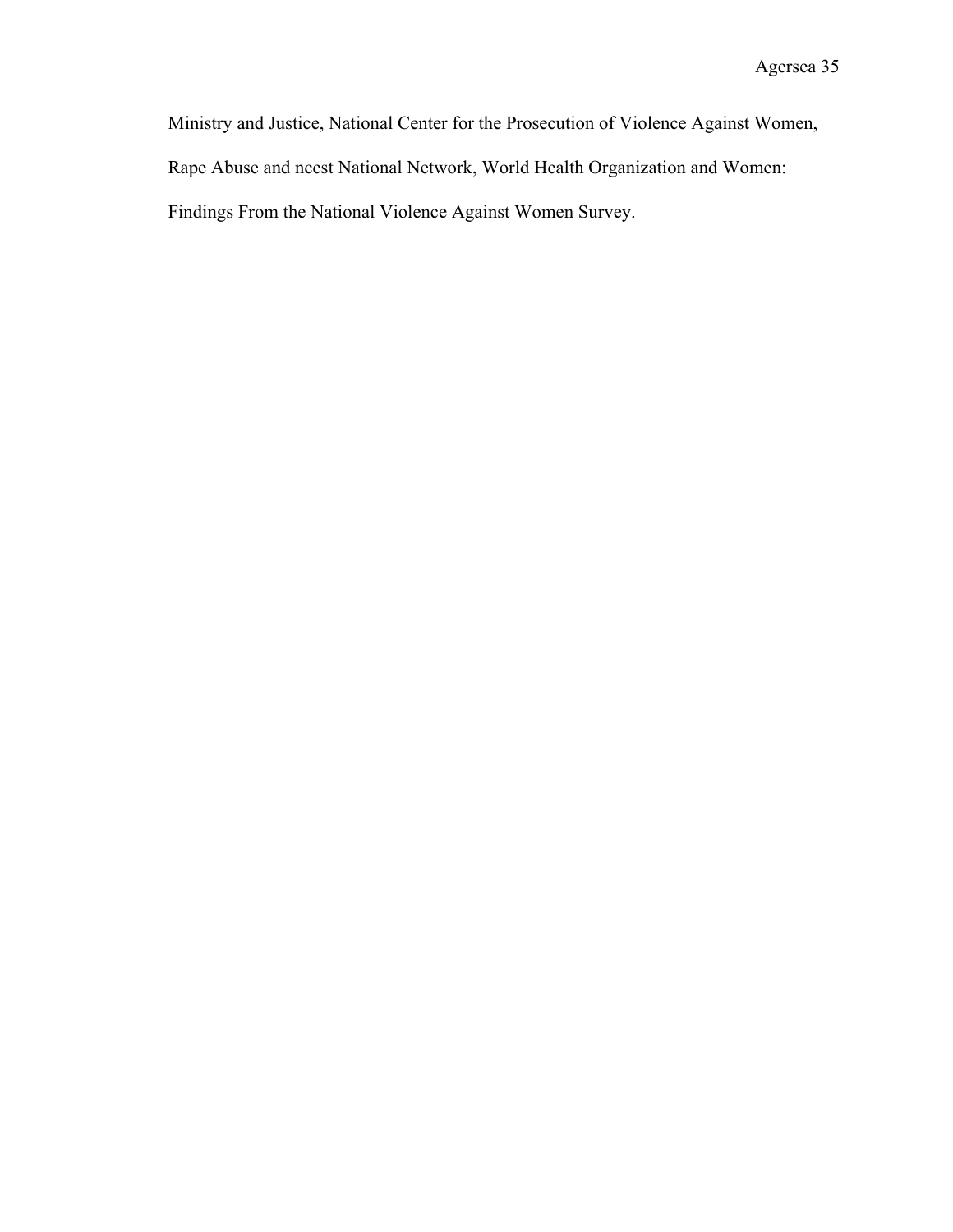Ministry and Justice, National Center for the Prosecution of Violence Against Women, Rape Abuse and ncest National Network, World Health Organization and Women: Findings From the National Violence Against Women Survey.